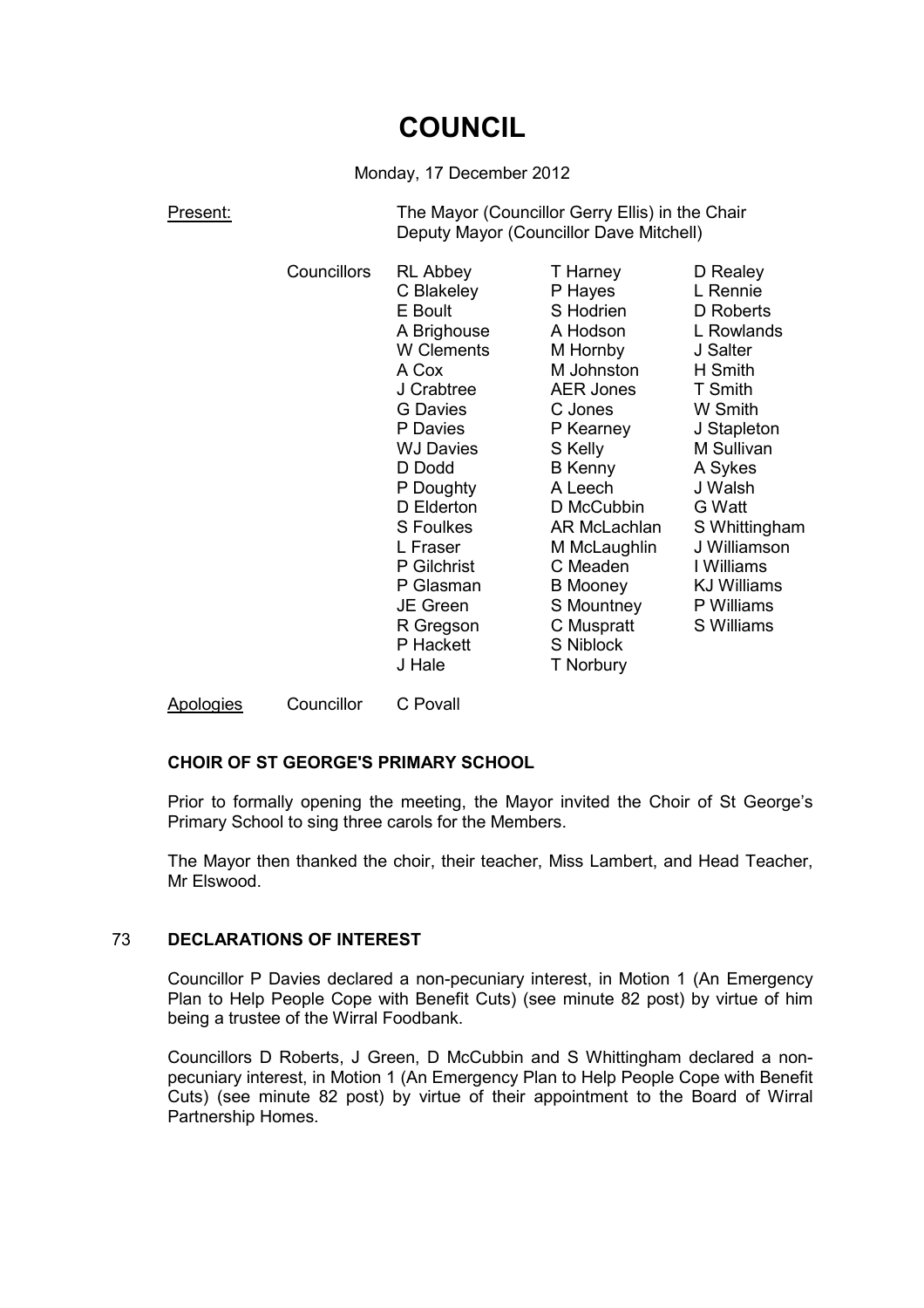# COUNCIL

Monday, 17 December 2012

Present: The Mayor (Councillor Gerry Ellis) in the Chair
Deputy Mayor (Councillor Dave Mitchell)

| Councillors | | | |
|---|---|---|---|
| | RL Abbey | T Harney | D Realey |
| | C Blakeley | P Hayes | L Rennie |
| | E Boult | S Hodrien | D Roberts |
| | A Brighouse | A Hodson | L Rowlands |
| | W Clements | M Hornby | J Salter |
| | A Cox | M Johnston | H Smith |
| | J Crabtree | AER Jones | T Smith |
| | G Davies | C Jones | W Smith |
| | P Davies | P Kearney | J Stapleton |
| | WJ Davies | S Kelly | M Sullivan |
| | D Dodd | B Kenny | A Sykes |
| | P Doughty | A Leech | J Walsh |
| | D Elderton | D McCubbin | G Watt |
| | S Foulkes | AR McLachlan | S Whittingham |
| | L Fraser | M McLaughlin | J Williamson |
| | P Gilchrist | C Meaden | I Williams |
| | P Glasman | B Mooney | KJ Williams |
| | JE Green | S Mountney | P Williams |
| | R Gregson | C Muspratt | S Williams |
| | P Hackett | S Niblock | |
| | J Hale | T Norbury | |

Apologies Councillor C Povall

## CHOIR OF ST GEORGE'S PRIMARY SCHOOL

Prior to formally opening the meeting, the Mayor invited the Choir of St George's Primary School to sing three carols for the Members.

The Mayor then thanked the choir, their teacher, Miss Lambert, and Head Teacher, Mr Elswood.

## 73 DECLARATIONS OF INTEREST

Councillor P Davies declared a non-pecuniary interest, in Motion 1 (An Emergency Plan to Help People Cope with Benefit Cuts) (see minute 82 post) by virtue of him being a trustee of the Wirral Foodbank.

Councillors D Roberts, J Green, D McCubbin and S Whittingham declared a non-pecuniary interest, in Motion 1 (An Emergency Plan to Help People Cope with Benefit Cuts) (see minute 82 post) by virtue of their appointment to the Board of Wirral Partnership Homes.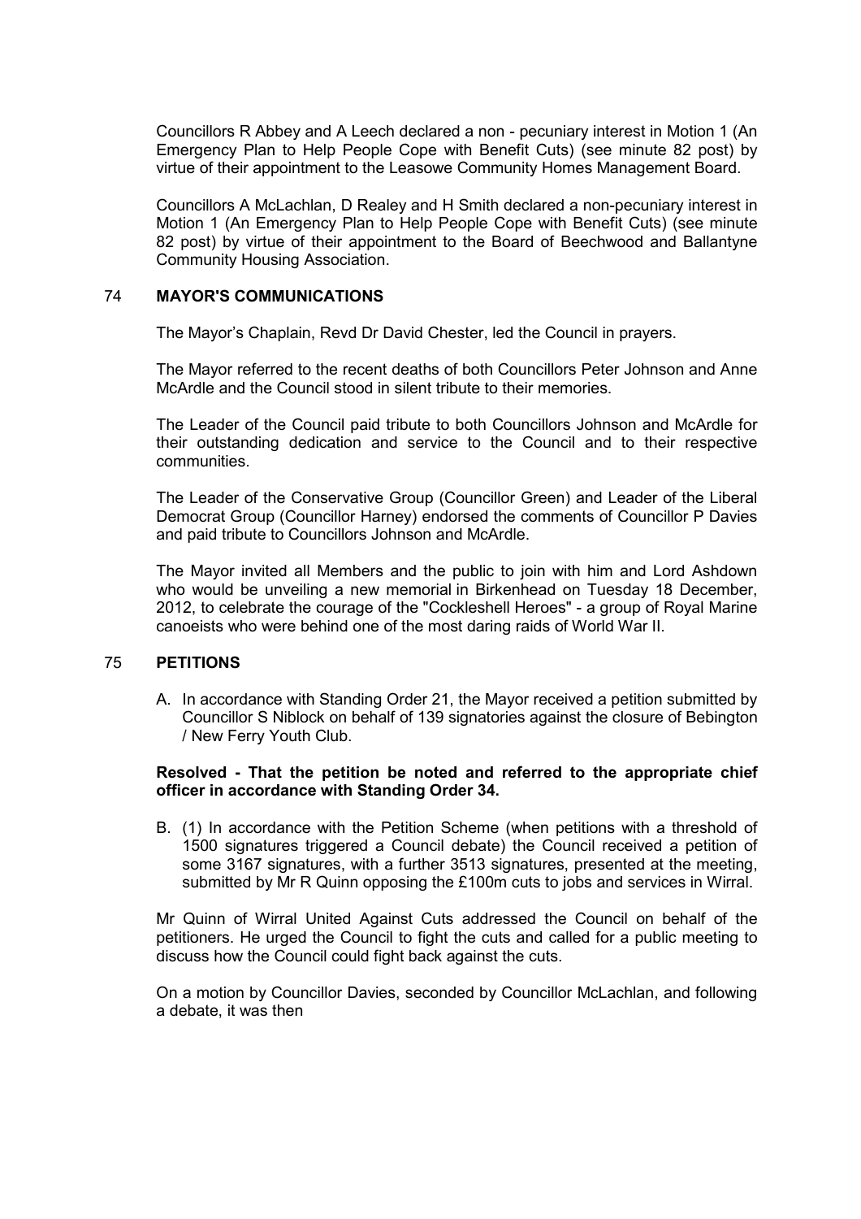Councillors R Abbey and A Leech declared a non - pecuniary interest in Motion 1 (An Emergency Plan to Help People Cope with Benefit Cuts) (see minute 82 post) by virtue of their appointment to the Leasowe Community Homes Management Board.

Councillors A McLachlan, D Realey and H Smith declared a non-pecuniary interest in Motion 1 (An Emergency Plan to Help People Cope with Benefit Cuts) (see minute 82 post) by virtue of their appointment to the Board of Beechwood and Ballantyne Community Housing Association.

## 74 MAYOR'S COMMUNICATIONS

The Mayor's Chaplain, Revd Dr David Chester, led the Council in prayers.

The Mayor referred to the recent deaths of both Councillors Peter Johnson and Anne McArdle and the Council stood in silent tribute to their memories.

The Leader of the Council paid tribute to both Councillors Johnson and McArdle for their outstanding dedication and service to the Council and to their respective communities.

The Leader of the Conservative Group (Councillor Green) and Leader of the Liberal Democrat Group (Councillor Harney) endorsed the comments of Councillor P Davies and paid tribute to Councillors Johnson and McArdle.

The Mayor invited all Members and the public to join with him and Lord Ashdown who would be unveiling a new memorial in Birkenhead on Tuesday 18 December, 2012, to celebrate the courage of the "Cockleshell Heroes" - a group of Royal Marine canoeists who were behind one of the most daring raids of World War II.

## 75 PETITIONS

A. In accordance with Standing Order 21, the Mayor received a petition submitted by Councillor S Niblock on behalf of 139 signatories against the closure of Bebington / New Ferry Youth Club.

**Resolved - That the petition be noted and referred to the appropriate chief officer in accordance with Standing Order 34.**

B. (1) In accordance with the Petition Scheme (when petitions with a threshold of 1500 signatures triggered a Council debate) the Council received a petition of some 3167 signatures, with a further 3513 signatures, presented at the meeting, submitted by Mr R Quinn opposing the £100m cuts to jobs and services in Wirral.

Mr Quinn of Wirral United Against Cuts addressed the Council on behalf of the petitioners. He urged the Council to fight the cuts and called for a public meeting to discuss how the Council could fight back against the cuts.

On a motion by Councillor Davies, seconded by Councillor McLachlan, and following a debate, it was then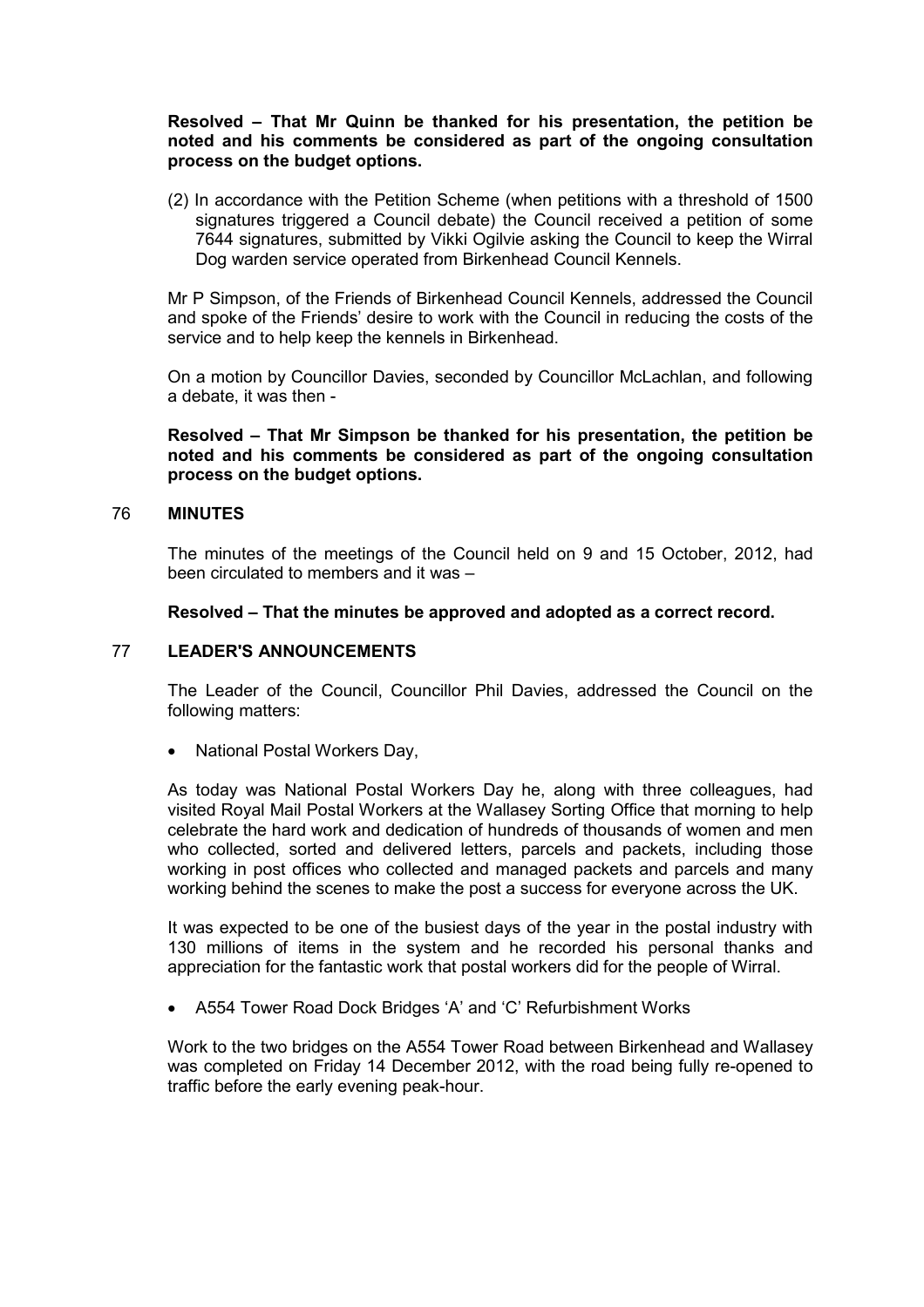**Resolved – That Mr Quinn be thanked for his presentation, the petition be noted and his comments be considered as part of the ongoing consultation process on the budget options.**

(2) In accordance with the Petition Scheme (when petitions with a threshold of 1500 signatures triggered a Council debate) the Council received a petition of some 7644 signatures, submitted by Vikki Ogilvie asking the Council to keep the Wirral Dog warden service operated from Birkenhead Council Kennels.

Mr P Simpson, of the Friends of Birkenhead Council Kennels, addressed the Council and spoke of the Friends' desire to work with the Council in reducing the costs of the service and to help keep the kennels in Birkenhead.

On a motion by Councillor Davies, seconded by Councillor McLachlan, and following a debate, it was then -

**Resolved – That Mr Simpson be thanked for his presentation, the petition be noted and his comments be considered as part of the ongoing consultation process on the budget options.**

## 76 MINUTES

The minutes of the meetings of the Council held on 9 and 15 October, 2012, had been circulated to members and it was –

**Resolved – That the minutes be approved and adopted as a correct record.**

## 77 LEADER'S ANNOUNCEMENTS

The Leader of the Council, Councillor Phil Davies, addressed the Council on the following matters:

- National Postal Workers Day,

As today was National Postal Workers Day he, along with three colleagues, had visited Royal Mail Postal Workers at the Wallasey Sorting Office that morning to help celebrate the hard work and dedication of hundreds of thousands of women and men who collected, sorted and delivered letters, parcels and packets, including those working in post offices who collected and managed packets and parcels and many working behind the scenes to make the post a success for everyone across the UK.

It was expected to be one of the busiest days of the year in the postal industry with 130 millions of items in the system and he recorded his personal thanks and appreciation for the fantastic work that postal workers did for the people of Wirral.

- A554 Tower Road Dock Bridges 'A' and 'C' Refurbishment Works

Work to the two bridges on the A554 Tower Road between Birkenhead and Wallasey was completed on Friday 14 December 2012, with the road being fully re-opened to traffic before the early evening peak-hour.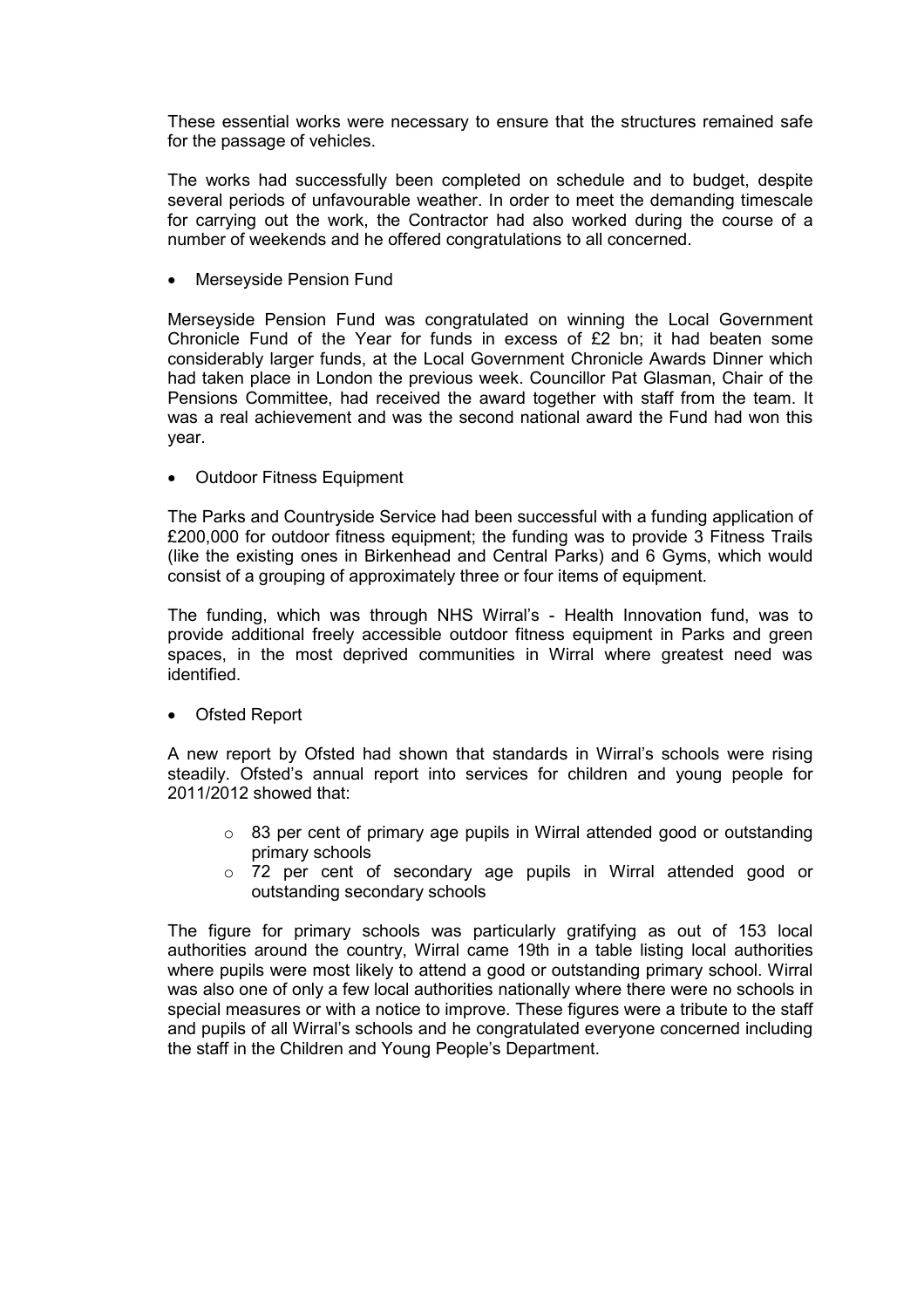These essential works were necessary to ensure that the structures remained safe for the passage of vehicles.

The works had successfully been completed on schedule and to budget, despite several periods of unfavourable weather. In order to meet the demanding timescale for carrying out the work, the Contractor had also worked during the course of a number of weekends and he offered congratulations to all concerned.

- Merseyside Pension Fund

Merseyside Pension Fund was congratulated on winning the Local Government Chronicle Fund of the Year for funds in excess of £2 bn; it had beaten some considerably larger funds, at the Local Government Chronicle Awards Dinner which had taken place in London the previous week. Councillor Pat Glasman, Chair of the Pensions Committee, had received the award together with staff from the team. It was a real achievement and was the second national award the Fund had won this year.

- Outdoor Fitness Equipment

The Parks and Countryside Service had been successful with a funding application of £200,000 for outdoor fitness equipment; the funding was to provide 3 Fitness Trails (like the existing ones in Birkenhead and Central Parks) and 6 Gyms, which would consist of a grouping of approximately three or four items of equipment.

The funding, which was through NHS Wirral's - Health Innovation fund, was to provide additional freely accessible outdoor fitness equipment in Parks and green spaces, in the most deprived communities in Wirral where greatest need was identified.

- Ofsted Report

A new report by Ofsted had shown that standards in Wirral's schools were rising steadily. Ofsted's annual report into services for children and young people for 2011/2012 showed that:

  - 83 per cent of primary age pupils in Wirral attended good or outstanding primary schools
  - 72 per cent of secondary age pupils in Wirral attended good or outstanding secondary schools

The figure for primary schools was particularly gratifying as out of 153 local authorities around the country, Wirral came 19th in a table listing local authorities where pupils were most likely to attend a good or outstanding primary school. Wirral was also one of only a few local authorities nationally where there were no schools in special measures or with a notice to improve. These figures were a tribute to the staff and pupils of all Wirral's schools and he congratulated everyone concerned including the staff in the Children and Young People's Department.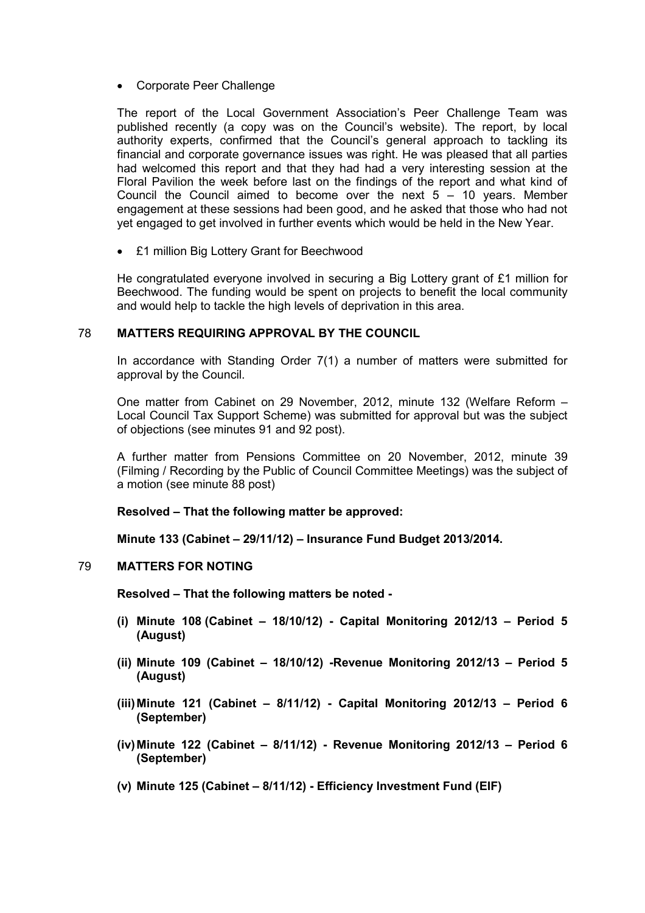- Corporate Peer Challenge

The report of the Local Government Association's Peer Challenge Team was published recently (a copy was on the Council's website). The report, by local authority experts, confirmed that the Council's general approach to tackling its financial and corporate governance issues was right. He was pleased that all parties had welcomed this report and that they had had a very interesting session at the Floral Pavilion the week before last on the findings of the report and what kind of Council the Council aimed to become over the next 5 – 10 years. Member engagement at these sessions had been good, and he asked that those who had not yet engaged to get involved in further events which would be held in the New Year.

- £1 million Big Lottery Grant for Beechwood

He congratulated everyone involved in securing a Big Lottery grant of £1 million for Beechwood. The funding would be spent on projects to benefit the local community and would help to tackle the high levels of deprivation in this area.

## 78 MATTERS REQUIRING APPROVAL BY THE COUNCIL

In accordance with Standing Order 7(1) a number of matters were submitted for approval by the Council.

One matter from Cabinet on 29 November, 2012, minute 132 (Welfare Reform – Local Council Tax Support Scheme) was submitted for approval but was the subject of objections (see minutes 91 and 92 post).

A further matter from Pensions Committee on 20 November, 2012, minute 39 (Filming / Recording by the Public of Council Committee Meetings) was the subject of a motion (see minute 88 post)

**Resolved – That the following matter be approved:**

**Minute 133 (Cabinet – 29/11/12) – Insurance Fund Budget 2013/2014.**

## 79 MATTERS FOR NOTING

**Resolved – That the following matters be noted -**

**(i) Minute 108 (Cabinet – 18/10/12) - Capital Monitoring 2012/13 – Period 5 (August)**

**(ii) Minute 109 (Cabinet – 18/10/12) -Revenue Monitoring 2012/13 – Period 5 (August)**

**(iii) Minute 121 (Cabinet – 8/11/12) - Capital Monitoring 2012/13 – Period 6 (September)**

**(iv) Minute 122 (Cabinet – 8/11/12) - Revenue Monitoring 2012/13 – Period 6 (September)**

**(v) Minute 125 (Cabinet – 8/11/12) - Efficiency Investment Fund (EIF)**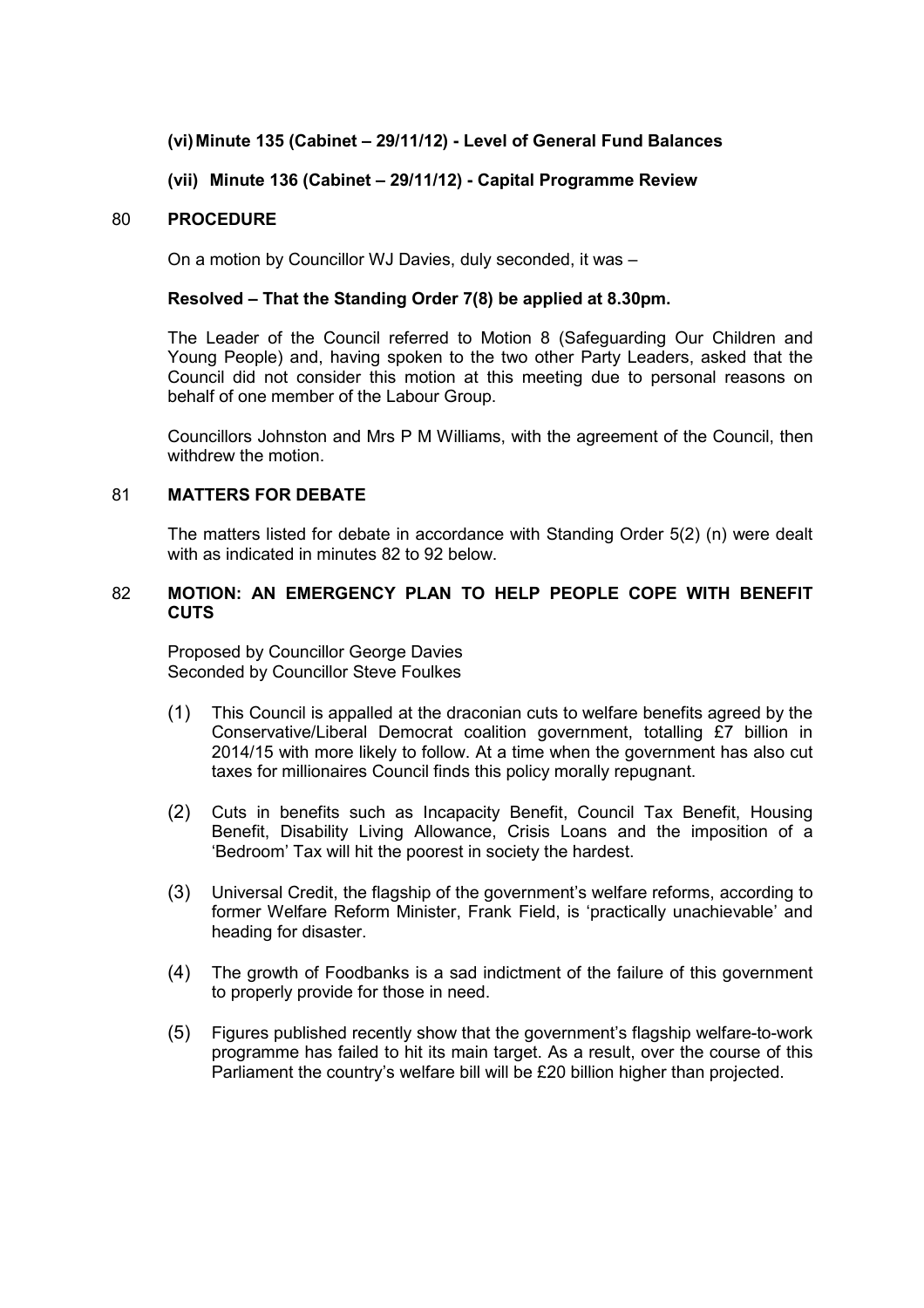**(vi) Minute 135 (Cabinet – 29/11/12) - Level of General Fund Balances**

**(vii) Minute 136 (Cabinet – 29/11/12) - Capital Programme Review**

## 80 PROCEDURE

On a motion by Councillor WJ Davies, duly seconded, it was –

**Resolved – That the Standing Order 7(8) be applied at 8.30pm.**

The Leader of the Council referred to Motion 8 (Safeguarding Our Children and Young People) and, having spoken to the two other Party Leaders, asked that the Council did not consider this motion at this meeting due to personal reasons on behalf of one member of the Labour Group.

Councillors Johnston and Mrs P M Williams, with the agreement of the Council, then withdrew the motion.

## 81 MATTERS FOR DEBATE

The matters listed for debate in accordance with Standing Order 5(2) (n) were dealt with as indicated in minutes 82 to 92 below.

## 82 MOTION: AN EMERGENCY PLAN TO HELP PEOPLE COPE WITH BENEFIT CUTS

Proposed by Councillor George Davies
Seconded by Councillor Steve Foulkes

(1) This Council is appalled at the draconian cuts to welfare benefits agreed by the Conservative/Liberal Democrat coalition government, totalling £7 billion in 2014/15 with more likely to follow. At a time when the government has also cut taxes for millionaires Council finds this policy morally repugnant.

(2) Cuts in benefits such as Incapacity Benefit, Council Tax Benefit, Housing Benefit, Disability Living Allowance, Crisis Loans and the imposition of a 'Bedroom' Tax will hit the poorest in society the hardest.

(3) Universal Credit, the flagship of the government's welfare reforms, according to former Welfare Reform Minister, Frank Field, is 'practically unachievable' and heading for disaster.

(4) The growth of Foodbanks is a sad indictment of the failure of this government to properly provide for those in need.

(5) Figures published recently show that the government's flagship welfare-to-work programme has failed to hit its main target. As a result, over the course of this Parliament the country's welfare bill will be £20 billion higher than projected.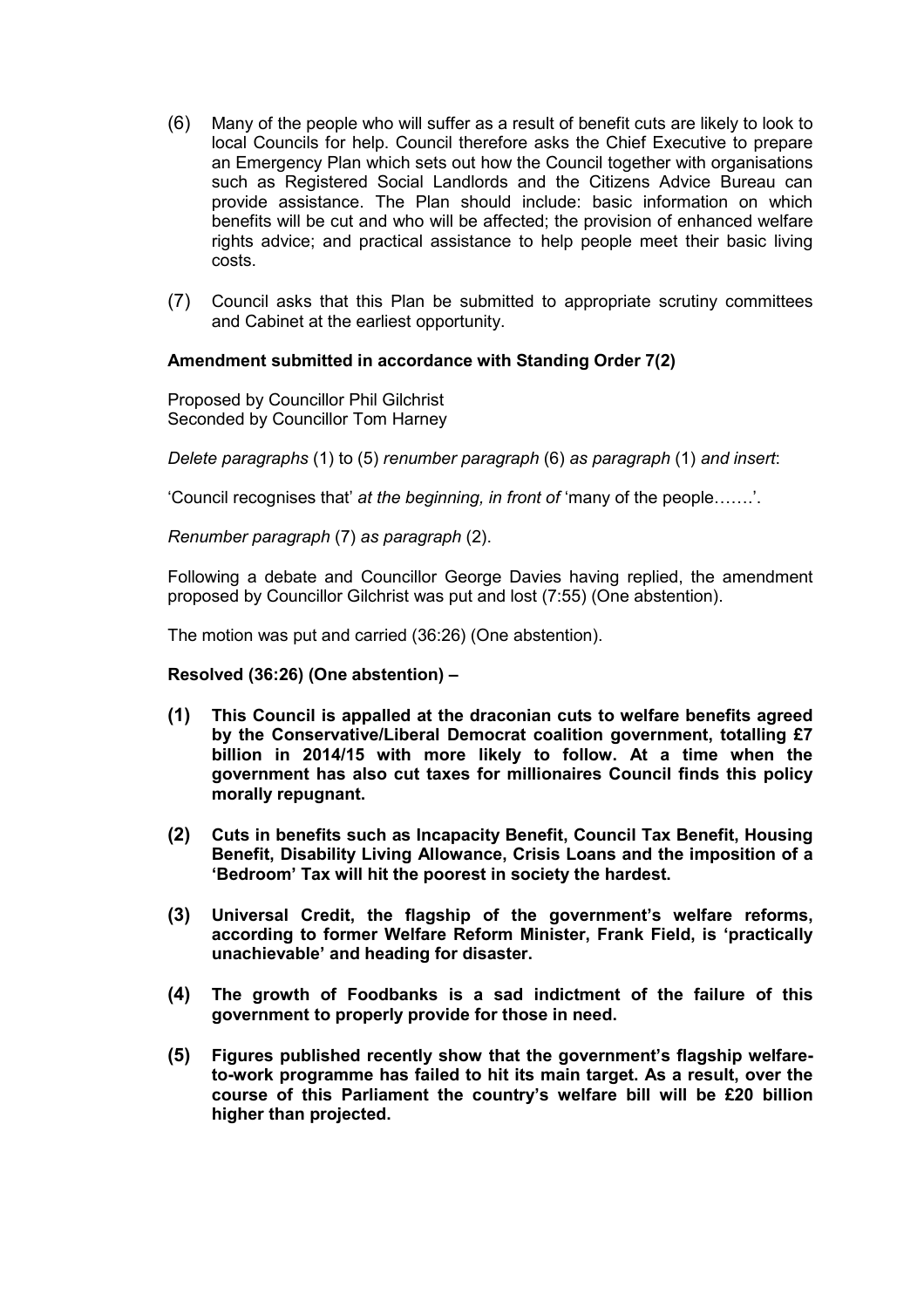(6) Many of the people who will suffer as a result of benefit cuts are likely to look to local Councils for help. Council therefore asks the Chief Executive to prepare an Emergency Plan which sets out how the Council together with organisations such as Registered Social Landlords and the Citizens Advice Bureau can provide assistance. The Plan should include: basic information on which benefits will be cut and who will be affected; the provision of enhanced welfare rights advice; and practical assistance to help people meet their basic living costs.

(7) Council asks that this Plan be submitted to appropriate scrutiny committees and Cabinet at the earliest opportunity.

**Amendment submitted in accordance with Standing Order 7(2)**

Proposed by Councillor Phil Gilchrist
Seconded by Councillor Tom Harney

*Delete paragraphs* (1) to (5) *renumber paragraph* (6) *as paragraph* (1) *and insert*:

'Council recognises that' *at the beginning, in front of* 'many of the people…….'.

*Renumber paragraph* (7) *as paragraph* (2).

Following a debate and Councillor George Davies having replied, the amendment proposed by Councillor Gilchrist was put and lost (7:55) (One abstention).

The motion was put and carried (36:26) (One abstention).

**Resolved (36:26) (One abstention) –**

**(1) This Council is appalled at the draconian cuts to welfare benefits agreed by the Conservative/Liberal Democrat coalition government, totalling £7 billion in 2014/15 with more likely to follow. At a time when the government has also cut taxes for millionaires Council finds this policy morally repugnant.**

**(2) Cuts in benefits such as Incapacity Benefit, Council Tax Benefit, Housing Benefit, Disability Living Allowance, Crisis Loans and the imposition of a 'Bedroom' Tax will hit the poorest in society the hardest.**

**(3) Universal Credit, the flagship of the government's welfare reforms, according to former Welfare Reform Minister, Frank Field, is 'practically unachievable' and heading for disaster.**

**(4) The growth of Foodbanks is a sad indictment of the failure of this government to properly provide for those in need.**

**(5) Figures published recently show that the government's flagship welfare-to-work programme has failed to hit its main target. As a result, over the course of this Parliament the country's welfare bill will be £20 billion higher than projected.**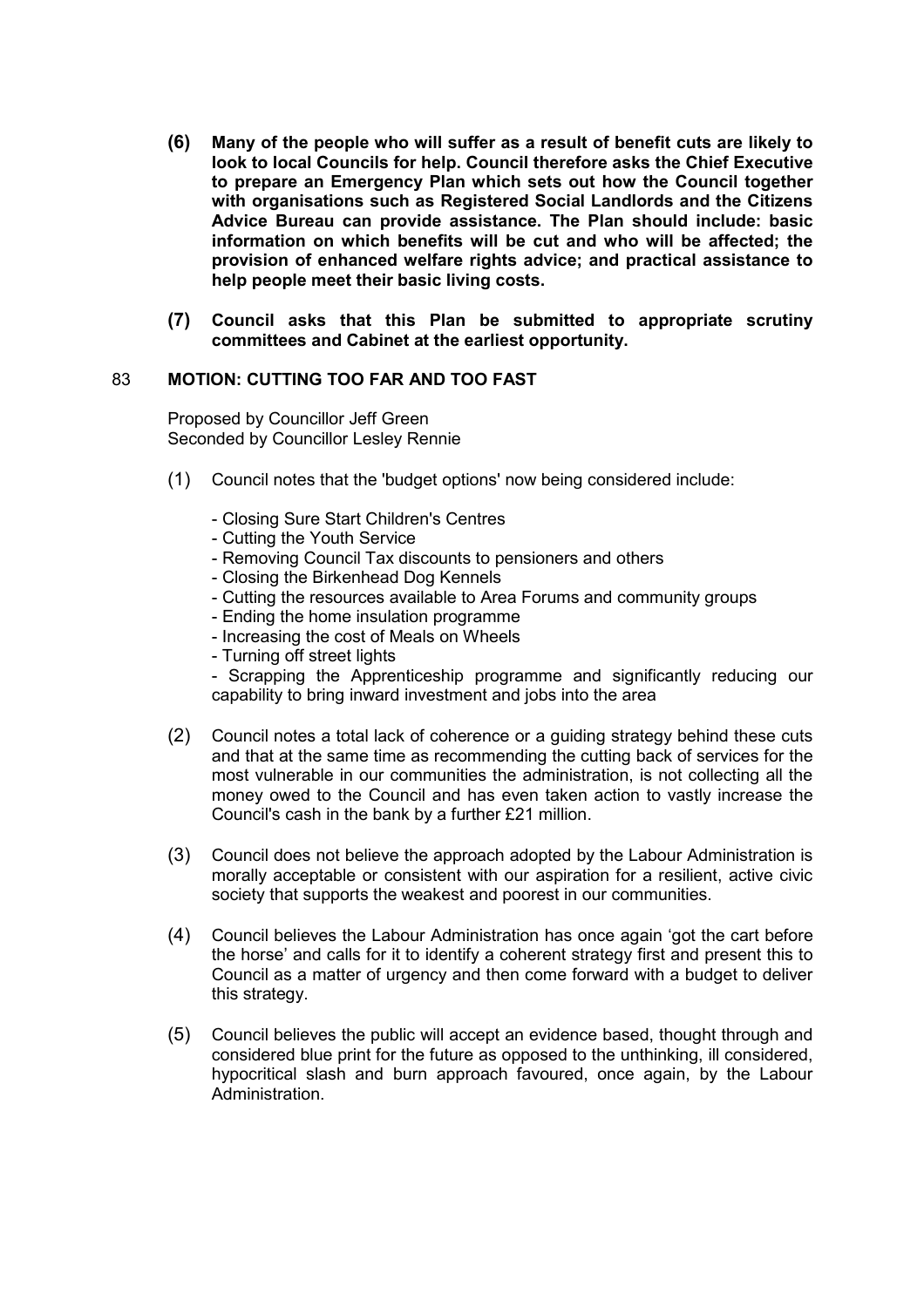**(6) Many of the people who will suffer as a result of benefit cuts are likely to look to local Councils for help. Council therefore asks the Chief Executive to prepare an Emergency Plan which sets out how the Council together with organisations such as Registered Social Landlords and the Citizens Advice Bureau can provide assistance. The Plan should include: basic information on which benefits will be cut and who will be affected; the provision of enhanced welfare rights advice; and practical assistance to help people meet their basic living costs.**

**(7) Council asks that this Plan be submitted to appropriate scrutiny committees and Cabinet at the earliest opportunity.**

## 83 MOTION: CUTTING TOO FAR AND TOO FAST

Proposed by Councillor Jeff Green
Seconded by Councillor Lesley Rennie

(1) Council notes that the 'budget options' now being considered include:

- Closing Sure Start Children's Centres
- Cutting the Youth Service
- Removing Council Tax discounts to pensioners and others
- Closing the Birkenhead Dog Kennels
- Cutting the resources available to Area Forums and community groups
- Ending the home insulation programme
- Increasing the cost of Meals on Wheels
- Turning off street lights
- Scrapping the Apprenticeship programme and significantly reducing our capability to bring inward investment and jobs into the area

(2) Council notes a total lack of coherence or a guiding strategy behind these cuts and that at the same time as recommending the cutting back of services for the most vulnerable in our communities the administration, is not collecting all the money owed to the Council and has even taken action to vastly increase the Council's cash in the bank by a further £21 million.

(3) Council does not believe the approach adopted by the Labour Administration is morally acceptable or consistent with our aspiration for a resilient, active civic society that supports the weakest and poorest in our communities.

(4) Council believes the Labour Administration has once again 'got the cart before the horse' and calls for it to identify a coherent strategy first and present this to Council as a matter of urgency and then come forward with a budget to deliver this strategy.

(5) Council believes the public will accept an evidence based, thought through and considered blue print for the future as opposed to the unthinking, ill considered, hypocritical slash and burn approach favoured, once again, by the Labour Administration.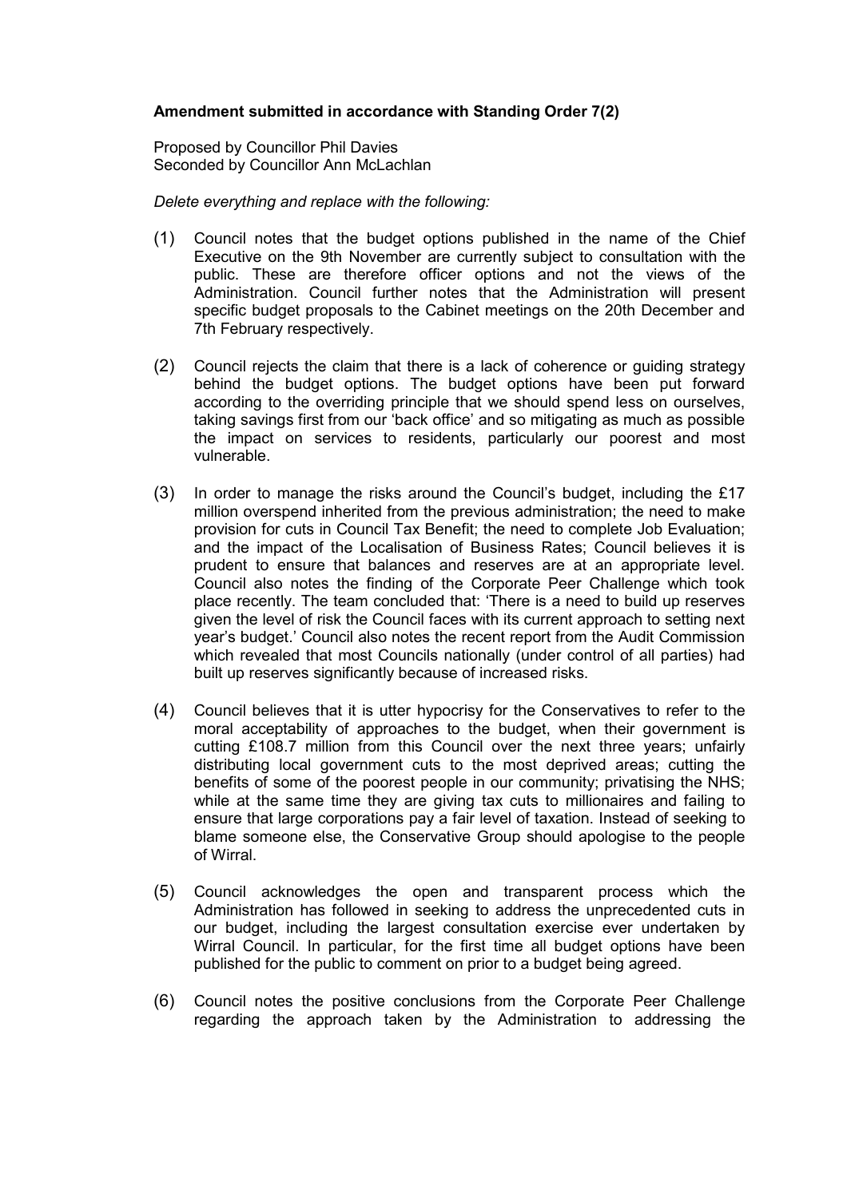**Amendment submitted in accordance with Standing Order 7(2)**

Proposed by Councillor Phil Davies
Seconded by Councillor Ann McLachlan

*Delete everything and replace with the following:*

(1) Council notes that the budget options published in the name of the Chief Executive on the 9th November are currently subject to consultation with the public. These are therefore officer options and not the views of the Administration. Council further notes that the Administration will present specific budget proposals to the Cabinet meetings on the 20th December and 7th February respectively.

(2) Council rejects the claim that there is a lack of coherence or guiding strategy behind the budget options. The budget options have been put forward according to the overriding principle that we should spend less on ourselves, taking savings first from our 'back office' and so mitigating as much as possible the impact on services to residents, particularly our poorest and most vulnerable.

(3) In order to manage the risks around the Council's budget, including the £17 million overspend inherited from the previous administration; the need to make provision for cuts in Council Tax Benefit; the need to complete Job Evaluation; and the impact of the Localisation of Business Rates; Council believes it is prudent to ensure that balances and reserves are at an appropriate level. Council also notes the finding of the Corporate Peer Challenge which took place recently. The team concluded that: 'There is a need to build up reserves given the level of risk the Council faces with its current approach to setting next year's budget.' Council also notes the recent report from the Audit Commission which revealed that most Councils nationally (under control of all parties) had built up reserves significantly because of increased risks.

(4) Council believes that it is utter hypocrisy for the Conservatives to refer to the moral acceptability of approaches to the budget, when their government is cutting £108.7 million from this Council over the next three years; unfairly distributing local government cuts to the most deprived areas; cutting the benefits of some of the poorest people in our community; privatising the NHS; while at the same time they are giving tax cuts to millionaires and failing to ensure that large corporations pay a fair level of taxation. Instead of seeking to blame someone else, the Conservative Group should apologise to the people of Wirral.

(5) Council acknowledges the open and transparent process which the Administration has followed in seeking to address the unprecedented cuts in our budget, including the largest consultation exercise ever undertaken by Wirral Council. In particular, for the first time all budget options have been published for the public to comment on prior to a budget being agreed.

(6) Council notes the positive conclusions from the Corporate Peer Challenge regarding the approach taken by the Administration to addressing the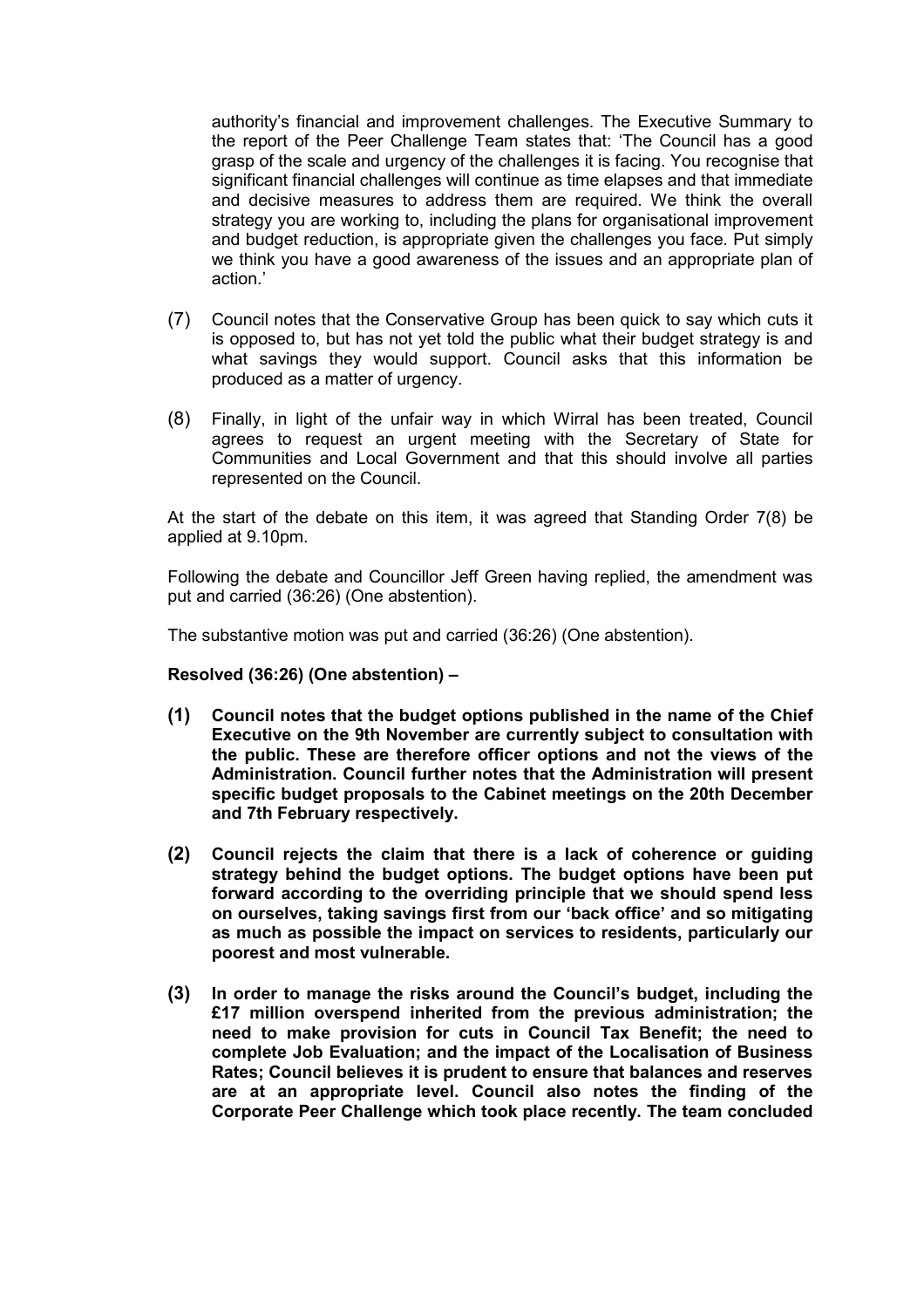authority's financial and improvement challenges. The Executive Summary to the report of the Peer Challenge Team states that: 'The Council has a good grasp of the scale and urgency of the challenges it is facing. You recognise that significant financial challenges will continue as time elapses and that immediate and decisive measures to address them are required. We think the overall strategy you are working to, including the plans for organisational improvement and budget reduction, is appropriate given the challenges you face. Put simply we think you have a good awareness of the issues and an appropriate plan of action.'

(7) Council notes that the Conservative Group has been quick to say which cuts it is opposed to, but has not yet told the public what their budget strategy is and what savings they would support. Council asks that this information be produced as a matter of urgency.

(8) Finally, in light of the unfair way in which Wirral has been treated, Council agrees to request an urgent meeting with the Secretary of State for Communities and Local Government and that this should involve all parties represented on the Council.

At the start of the debate on this item, it was agreed that Standing Order 7(8) be applied at 9.10pm.

Following the debate and Councillor Jeff Green having replied, the amendment was put and carried (36:26) (One abstention).

The substantive motion was put and carried (36:26) (One abstention).

**Resolved (36:26) (One abstention) –**

**(1) Council notes that the budget options published in the name of the Chief Executive on the 9th November are currently subject to consultation with the public. These are therefore officer options and not the views of the Administration. Council further notes that the Administration will present specific budget proposals to the Cabinet meetings on the 20th December and 7th February respectively.**

**(2) Council rejects the claim that there is a lack of coherence or guiding strategy behind the budget options. The budget options have been put forward according to the overriding principle that we should spend less on ourselves, taking savings first from our 'back office' and so mitigating as much as possible the impact on services to residents, particularly our poorest and most vulnerable.**

**(3) In order to manage the risks around the Council's budget, including the £17 million overspend inherited from the previous administration; the need to make provision for cuts in Council Tax Benefit; the need to complete Job Evaluation; and the impact of the Localisation of Business Rates; Council believes it is prudent to ensure that balances and reserves are at an appropriate level. Council also notes the finding of the Corporate Peer Challenge which took place recently. The team concluded**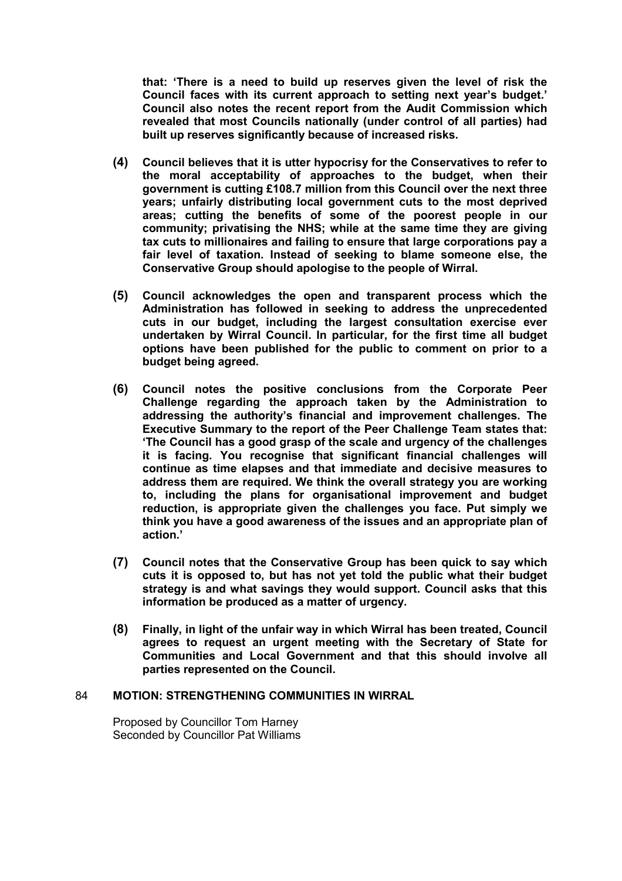**that: 'There is a need to build up reserves given the level of risk the Council faces with its current approach to setting next year's budget.' Council also notes the recent report from the Audit Commission which revealed that most Councils nationally (under control of all parties) had built up reserves significantly because of increased risks.**

**(4) Council believes that it is utter hypocrisy for the Conservatives to refer to the moral acceptability of approaches to the budget, when their government is cutting £108.7 million from this Council over the next three years; unfairly distributing local government cuts to the most deprived areas; cutting the benefits of some of the poorest people in our community; privatising the NHS; while at the same time they are giving tax cuts to millionaires and failing to ensure that large corporations pay a fair level of taxation. Instead of seeking to blame someone else, the Conservative Group should apologise to the people of Wirral.**

**(5) Council acknowledges the open and transparent process which the Administration has followed in seeking to address the unprecedented cuts in our budget, including the largest consultation exercise ever undertaken by Wirral Council. In particular, for the first time all budget options have been published for the public to comment on prior to a budget being agreed.**

**(6) Council notes the positive conclusions from the Corporate Peer Challenge regarding the approach taken by the Administration to addressing the authority's financial and improvement challenges. The Executive Summary to the report of the Peer Challenge Team states that: 'The Council has a good grasp of the scale and urgency of the challenges it is facing. You recognise that significant financial challenges will continue as time elapses and that immediate and decisive measures to address them are required. We think the overall strategy you are working to, including the plans for organisational improvement and budget reduction, is appropriate given the challenges you face. Put simply we think you have a good awareness of the issues and an appropriate plan of action.'**

**(7) Council notes that the Conservative Group has been quick to say which cuts it is opposed to, but has not yet told the public what their budget strategy is and what savings they would support. Council asks that this information be produced as a matter of urgency.**

**(8) Finally, in light of the unfair way in which Wirral has been treated, Council agrees to request an urgent meeting with the Secretary of State for Communities and Local Government and that this should involve all parties represented on the Council.**

## 84 MOTION: STRENGTHENING COMMUNITIES IN WIRRAL

Proposed by Councillor Tom Harney
Seconded by Councillor Pat Williams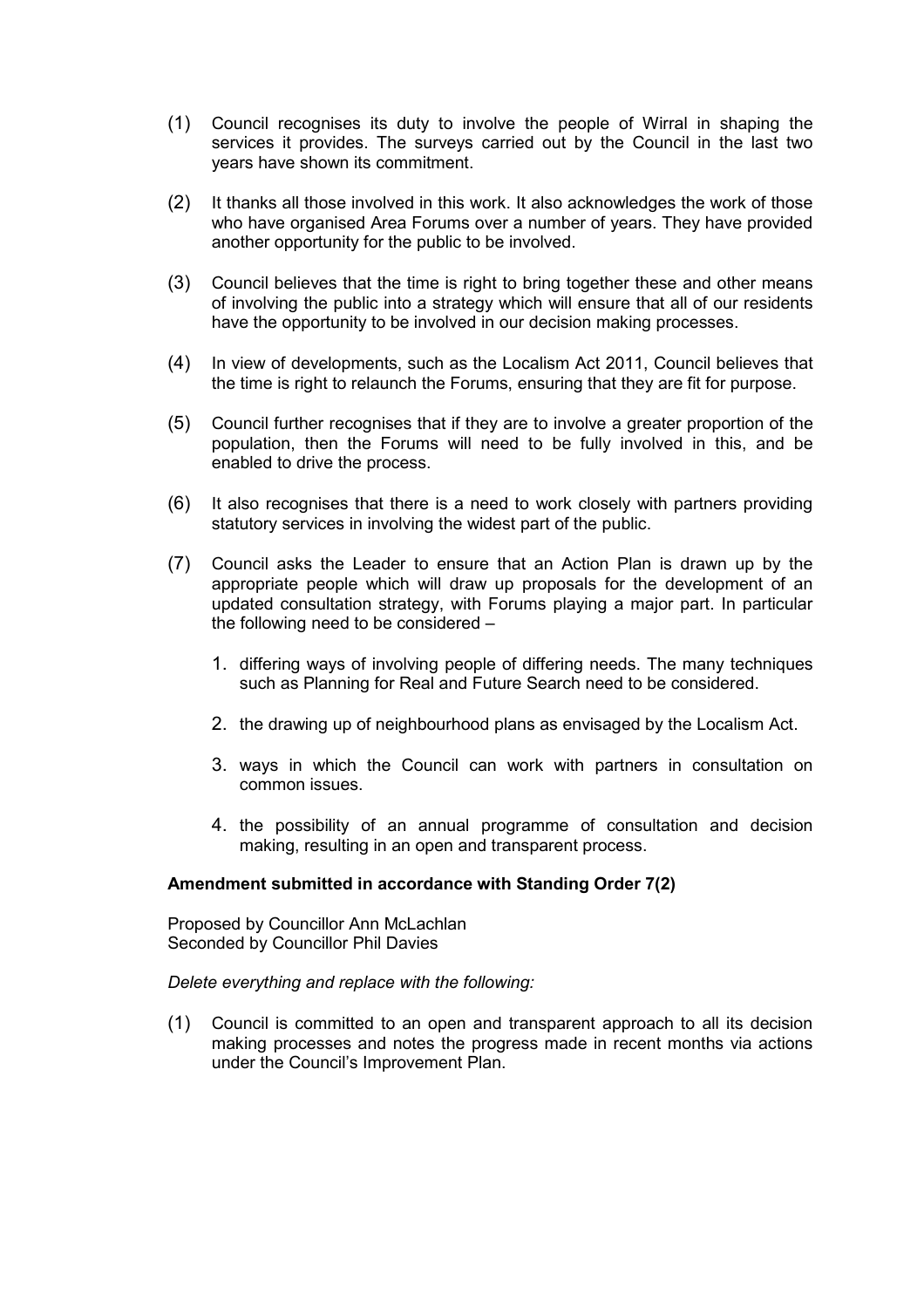(1) Council recognises its duty to involve the people of Wirral in shaping the services it provides. The surveys carried out by the Council in the last two years have shown its commitment.

(2) It thanks all those involved in this work. It also acknowledges the work of those who have organised Area Forums over a number of years. They have provided another opportunity for the public to be involved.

(3) Council believes that the time is right to bring together these and other means of involving the public into a strategy which will ensure that all of our residents have the opportunity to be involved in our decision making processes.

(4) In view of developments, such as the Localism Act 2011, Council believes that the time is right to relaunch the Forums, ensuring that they are fit for purpose.

(5) Council further recognises that if they are to involve a greater proportion of the population, then the Forums will need to be fully involved in this, and be enabled to drive the process.

(6) It also recognises that there is a need to work closely with partners providing statutory services in involving the widest part of the public.

(7) Council asks the Leader to ensure that an Action Plan is drawn up by the appropriate people which will draw up proposals for the development of an updated consultation strategy, with Forums playing a major part. In particular the following need to be considered –

1. differing ways of involving people of differing needs. The many techniques such as Planning for Real and Future Search need to be considered.

2. the drawing up of neighbourhood plans as envisaged by the Localism Act.

3. ways in which the Council can work with partners in consultation on common issues.

4. the possibility of an annual programme of consultation and decision making, resulting in an open and transparent process.

**Amendment submitted in accordance with Standing Order 7(2)**

Proposed by Councillor Ann McLachlan
Seconded by Councillor Phil Davies

*Delete everything and replace with the following:*

(1) Council is committed to an open and transparent approach to all its decision making processes and notes the progress made in recent months via actions under the Council's Improvement Plan.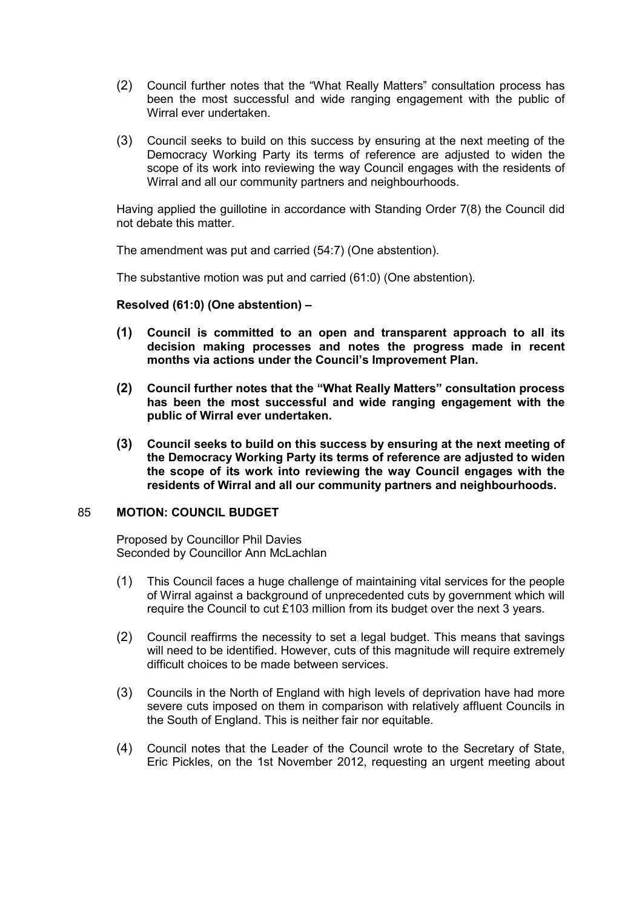(2) Council further notes that the "What Really Matters" consultation process has been the most successful and wide ranging engagement with the public of Wirral ever undertaken.

(3) Council seeks to build on this success by ensuring at the next meeting of the Democracy Working Party its terms of reference are adjusted to widen the scope of its work into reviewing the way Council engages with the residents of Wirral and all our community partners and neighbourhoods.

Having applied the guillotine in accordance with Standing Order 7(8) the Council did not debate this matter.

The amendment was put and carried (54:7) (One abstention).

The substantive motion was put and carried (61:0) (One abstention).

**Resolved (61:0) (One abstention) –**

**(1) Council is committed to an open and transparent approach to all its decision making processes and notes the progress made in recent months via actions under the Council's Improvement Plan.**

**(2) Council further notes that the "What Really Matters" consultation process has been the most successful and wide ranging engagement with the public of Wirral ever undertaken.**

**(3) Council seeks to build on this success by ensuring at the next meeting of the Democracy Working Party its terms of reference are adjusted to widen the scope of its work into reviewing the way Council engages with the residents of Wirral and all our community partners and neighbourhoods.**

## 85 MOTION: COUNCIL BUDGET

Proposed by Councillor Phil Davies
Seconded by Councillor Ann McLachlan

(1) This Council faces a huge challenge of maintaining vital services for the people of Wirral against a background of unprecedented cuts by government which will require the Council to cut £103 million from its budget over the next 3 years.

(2) Council reaffirms the necessity to set a legal budget. This means that savings will need to be identified. However, cuts of this magnitude will require extremely difficult choices to be made between services.

(3) Councils in the North of England with high levels of deprivation have had more severe cuts imposed on them in comparison with relatively affluent Councils in the South of England. This is neither fair nor equitable.

(4) Council notes that the Leader of the Council wrote to the Secretary of State, Eric Pickles, on the 1st November 2012, requesting an urgent meeting about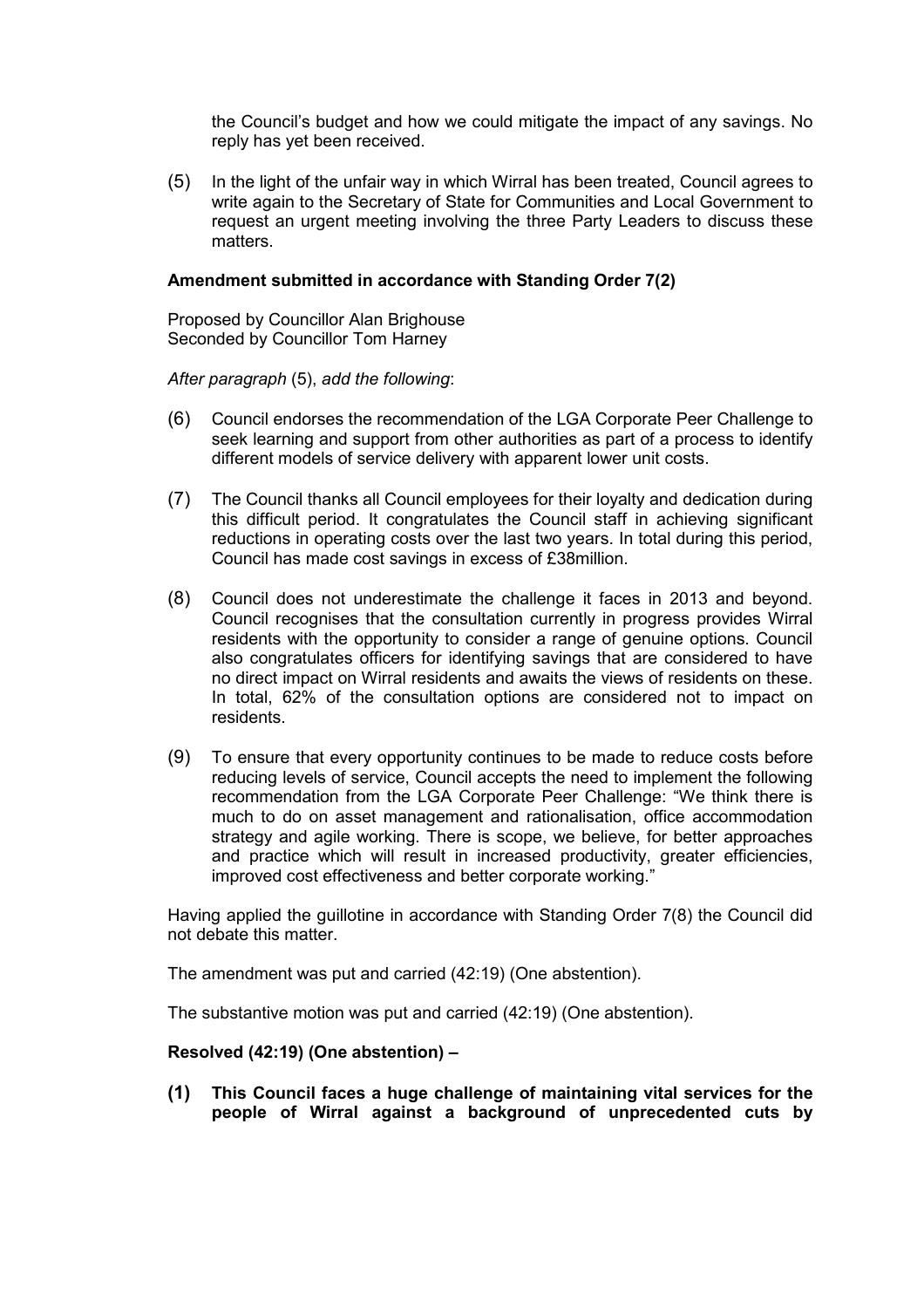the Council's budget and how we could mitigate the impact of any savings. No reply has yet been received.

(5) In the light of the unfair way in which Wirral has been treated, Council agrees to write again to the Secretary of State for Communities and Local Government to request an urgent meeting involving the three Party Leaders to discuss these matters.

**Amendment submitted in accordance with Standing Order 7(2)**

Proposed by Councillor Alan Brighouse
Seconded by Councillor Tom Harney

*After paragraph* (5), *add the following*:

(6) Council endorses the recommendation of the LGA Corporate Peer Challenge to seek learning and support from other authorities as part of a process to identify different models of service delivery with apparent lower unit costs.

(7) The Council thanks all Council employees for their loyalty and dedication during this difficult period. It congratulates the Council staff in achieving significant reductions in operating costs over the last two years. In total during this period, Council has made cost savings in excess of £38million.

(8) Council does not underestimate the challenge it faces in 2013 and beyond. Council recognises that the consultation currently in progress provides Wirral residents with the opportunity to consider a range of genuine options. Council also congratulates officers for identifying savings that are considered to have no direct impact on Wirral residents and awaits the views of residents on these. In total, 62% of the consultation options are considered not to impact on residents.

(9) To ensure that every opportunity continues to be made to reduce costs before reducing levels of service, Council accepts the need to implement the following recommendation from the LGA Corporate Peer Challenge: "We think there is much to do on asset management and rationalisation, office accommodation strategy and agile working. There is scope, we believe, for better approaches and practice which will result in increased productivity, greater efficiencies, improved cost effectiveness and better corporate working."

Having applied the guillotine in accordance with Standing Order 7(8) the Council did not debate this matter.

The amendment was put and carried (42:19) (One abstention).

The substantive motion was put and carried (42:19) (One abstention).

**Resolved (42:19) (One abstention) –**

**(1) This Council faces a huge challenge of maintaining vital services for the people of Wirral against a background of unprecedented cuts by**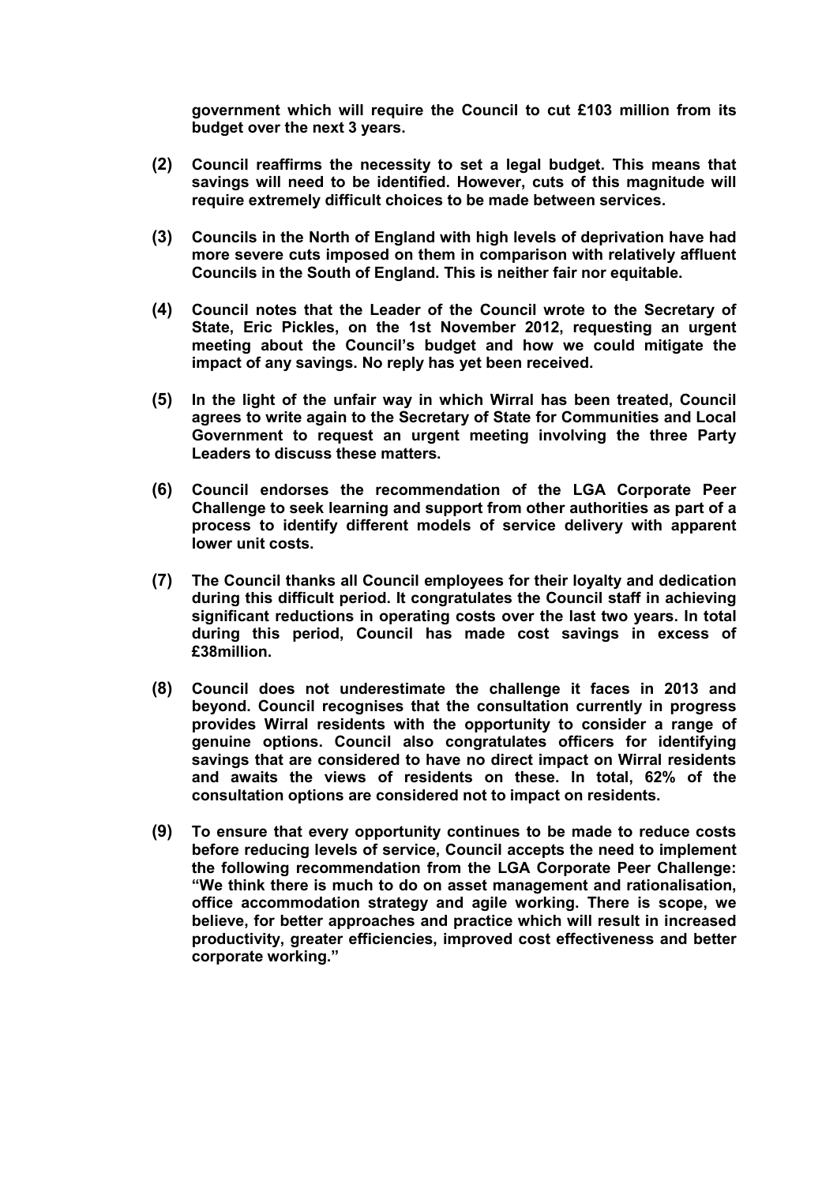**government which will require the Council to cut £103 million from its budget over the next 3 years.**

**(2) Council reaffirms the necessity to set a legal budget. This means that savings will need to be identified. However, cuts of this magnitude will require extremely difficult choices to be made between services.**

**(3) Councils in the North of England with high levels of deprivation have had more severe cuts imposed on them in comparison with relatively affluent Councils in the South of England. This is neither fair nor equitable.**

**(4) Council notes that the Leader of the Council wrote to the Secretary of State, Eric Pickles, on the 1st November 2012, requesting an urgent meeting about the Council's budget and how we could mitigate the impact of any savings. No reply has yet been received.**

**(5) In the light of the unfair way in which Wirral has been treated, Council agrees to write again to the Secretary of State for Communities and Local Government to request an urgent meeting involving the three Party Leaders to discuss these matters.**

**(6) Council endorses the recommendation of the LGA Corporate Peer Challenge to seek learning and support from other authorities as part of a process to identify different models of service delivery with apparent lower unit costs.**

**(7) The Council thanks all Council employees for their loyalty and dedication during this difficult period. It congratulates the Council staff in achieving significant reductions in operating costs over the last two years. In total during this period, Council has made cost savings in excess of £38million.**

**(8) Council does not underestimate the challenge it faces in 2013 and beyond. Council recognises that the consultation currently in progress provides Wirral residents with the opportunity to consider a range of genuine options. Council also congratulates officers for identifying savings that are considered to have no direct impact on Wirral residents and awaits the views of residents on these. In total, 62% of the consultation options are considered not to impact on residents.**

**(9) To ensure that every opportunity continues to be made to reduce costs before reducing levels of service, Council accepts the need to implement the following recommendation from the LGA Corporate Peer Challenge: "We think there is much to do on asset management and rationalisation, office accommodation strategy and agile working. There is scope, we believe, for better approaches and practice which will result in increased productivity, greater efficiencies, improved cost effectiveness and better corporate working."**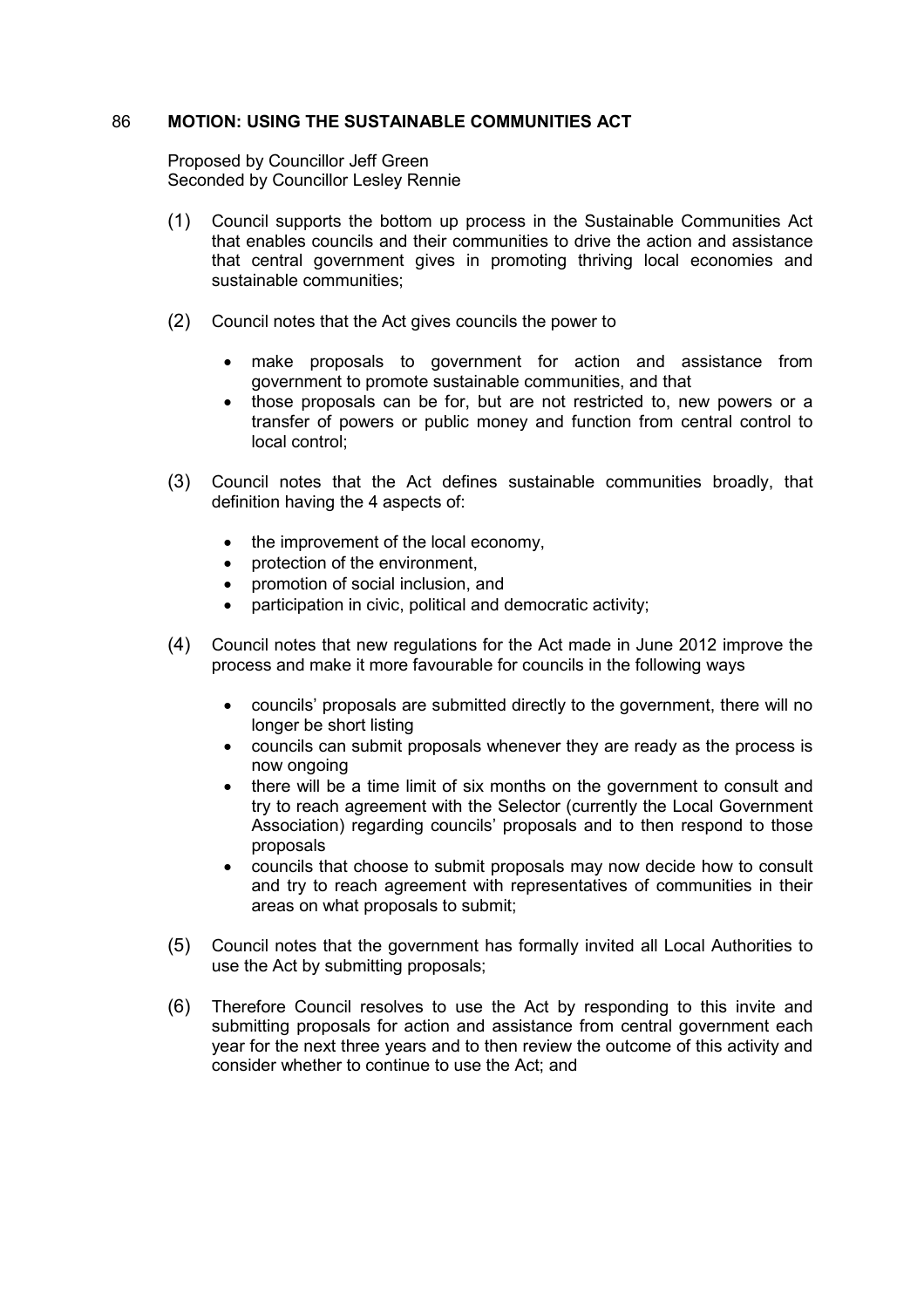## 86 MOTION: USING THE SUSTAINABLE COMMUNITIES ACT

Proposed by Councillor Jeff Green
Seconded by Councillor Lesley Rennie

(1) Council supports the bottom up process in the Sustainable Communities Act that enables councils and their communities to drive the action and assistance that central government gives in promoting thriving local economies and sustainable communities;

(2) Council notes that the Act gives councils the power to

- make proposals to government for action and assistance from government to promote sustainable communities, and that
- those proposals can be for, but are not restricted to, new powers or a transfer of powers or public money and function from central control to local control;

(3) Council notes that the Act defines sustainable communities broadly, that definition having the 4 aspects of:

- the improvement of the local economy,
- protection of the environment,
- promotion of social inclusion, and
- participation in civic, political and democratic activity;

(4) Council notes that new regulations for the Act made in June 2012 improve the process and make it more favourable for councils in the following ways

- councils' proposals are submitted directly to the government, there will no longer be short listing
- councils can submit proposals whenever they are ready as the process is now ongoing
- there will be a time limit of six months on the government to consult and try to reach agreement with the Selector (currently the Local Government Association) regarding councils' proposals and to then respond to those proposals
- councils that choose to submit proposals may now decide how to consult and try to reach agreement with representatives of communities in their areas on what proposals to submit;

(5) Council notes that the government has formally invited all Local Authorities to use the Act by submitting proposals;

(6) Therefore Council resolves to use the Act by responding to this invite and submitting proposals for action and assistance from central government each year for the next three years and to then review the outcome of this activity and consider whether to continue to use the Act; and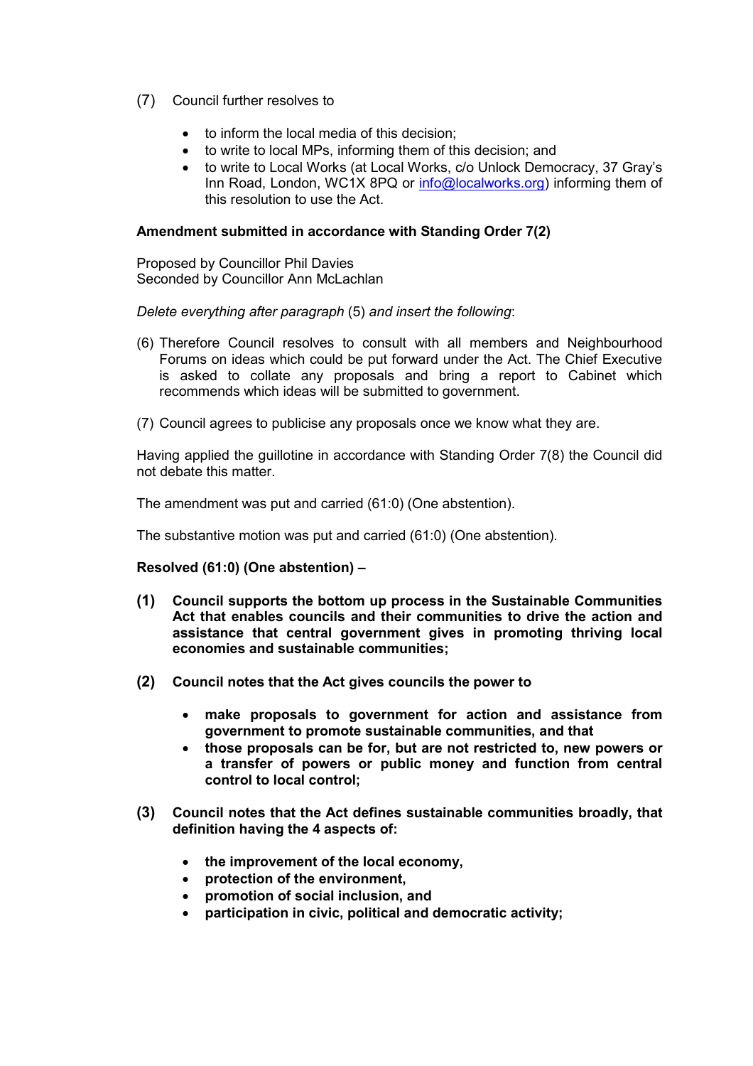(7) Council further resolves to

- to inform the local media of this decision;
- to write to local MPs, informing them of this decision; and
- to write to Local Works (at Local Works, c/o Unlock Democracy, 37 Gray's Inn Road, London, WC1X 8PQ or info@localworks.org) informing them of this resolution to use the Act.

**Amendment submitted in accordance with Standing Order 7(2)**

Proposed by Councillor Phil Davies
Seconded by Councillor Ann McLachlan

*Delete everything after paragraph* (5) *and insert the following*:

(6) Therefore Council resolves to consult with all members and Neighbourhood Forums on ideas which could be put forward under the Act. The Chief Executive is asked to collate any proposals and bring a report to Cabinet which recommends which ideas will be submitted to government.

(7) Council agrees to publicise any proposals once we know what they are.

Having applied the guillotine in accordance with Standing Order 7(8) the Council did not debate this matter.

The amendment was put and carried (61:0) (One abstention).

The substantive motion was put and carried (61:0) (One abstention).

**Resolved (61:0) (One abstention) –**

**(1) Council supports the bottom up process in the Sustainable Communities Act that enables councils and their communities to drive the action and assistance that central government gives in promoting thriving local economies and sustainable communities;**

**(2) Council notes that the Act gives councils the power to**

- **make proposals to government for action and assistance from government to promote sustainable communities, and that**
- **those proposals can be for, but are not restricted to, new powers or a transfer of powers or public money and function from central control to local control;**

**(3) Council notes that the Act defines sustainable communities broadly, that definition having the 4 aspects of:**

- **the improvement of the local economy,**
- **protection of the environment,**
- **promotion of social inclusion, and**
- **participation in civic, political and democratic activity;**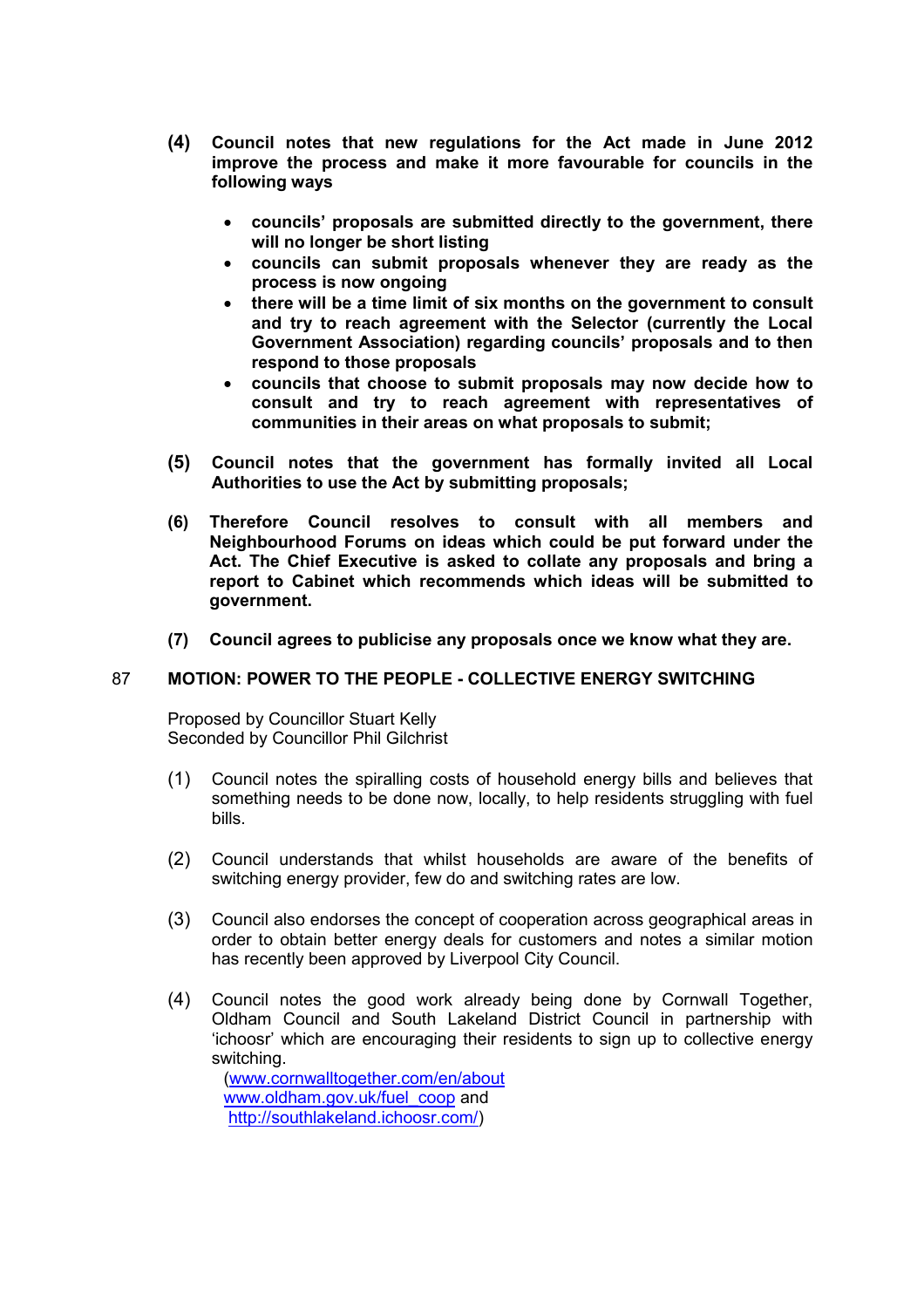**(4) Council notes that new regulations for the Act made in June 2012 improve the process and make it more favourable for councils in the following ways**

- **councils' proposals are submitted directly to the government, there will no longer be short listing**
- **councils can submit proposals whenever they are ready as the process is now ongoing**
- **there will be a time limit of six months on the government to consult and try to reach agreement with the Selector (currently the Local Government Association) regarding councils' proposals and to then respond to those proposals**
- **councils that choose to submit proposals may now decide how to consult and try to reach agreement with representatives of communities in their areas on what proposals to submit;**

**(5) Council notes that the government has formally invited all Local Authorities to use the Act by submitting proposals;**

**(6) Therefore Council resolves to consult with all members and Neighbourhood Forums on ideas which could be put forward under the Act. The Chief Executive is asked to collate any proposals and bring a report to Cabinet which recommends which ideas will be submitted to government.**

**(7) Council agrees to publicise any proposals once we know what they are.**

## 87 MOTION: POWER TO THE PEOPLE - COLLECTIVE ENERGY SWITCHING

Proposed by Councillor Stuart Kelly
Seconded by Councillor Phil Gilchrist

(1) Council notes the spiralling costs of household energy bills and believes that something needs to be done now, locally, to help residents struggling with fuel bills.

(2) Council understands that whilst households are aware of the benefits of switching energy provider, few do and switching rates are low.

(3) Council also endorses the concept of cooperation across geographical areas in order to obtain better energy deals for customers and notes a similar motion has recently been approved by Liverpool City Council.

(4) Council notes the good work already being done by Cornwall Together, Oldham Council and South Lakeland District Council in partnership with 'ichoosr' which are encouraging their residents to sign up to collective energy switching.
(www.cornwalltogether.com/en/about
www.oldham.gov.uk/fuel_coop and
http://southlakeland.ichoosr.com/)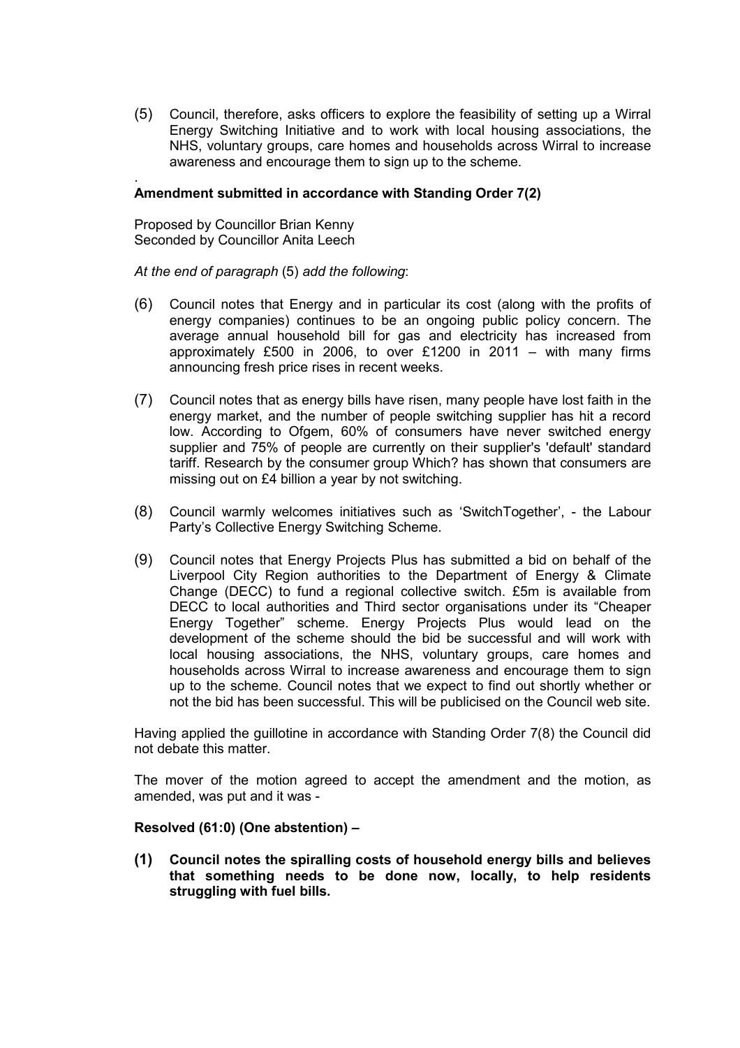(5) Council, therefore, asks officers to explore the feasibility of setting up a Wirral Energy Switching Initiative and to work with local housing associations, the NHS, voluntary groups, care homes and households across Wirral to increase awareness and encourage them to sign up to the scheme.

.

**Amendment submitted in accordance with Standing Order 7(2)**

Proposed by Councillor Brian Kenny
Seconded by Councillor Anita Leech

*At the end of paragraph* (5) *add the following*:

(6) Council notes that Energy and in particular its cost (along with the profits of energy companies) continues to be an ongoing public policy concern. The average annual household bill for gas and electricity has increased from approximately £500 in 2006, to over £1200 in 2011 – with many firms announcing fresh price rises in recent weeks.

(7) Council notes that as energy bills have risen, many people have lost faith in the energy market, and the number of people switching supplier has hit a record low. According to Ofgem, 60% of consumers have never switched energy supplier and 75% of people are currently on their supplier's 'default' standard tariff. Research by the consumer group Which? has shown that consumers are missing out on £4 billion a year by not switching.

(8) Council warmly welcomes initiatives such as 'SwitchTogether', - the Labour Party's Collective Energy Switching Scheme.

(9) Council notes that Energy Projects Plus has submitted a bid on behalf of the Liverpool City Region authorities to the Department of Energy & Climate Change (DECC) to fund a regional collective switch. £5m is available from DECC to local authorities and Third sector organisations under its "Cheaper Energy Together" scheme. Energy Projects Plus would lead on the development of the scheme should the bid be successful and will work with local housing associations, the NHS, voluntary groups, care homes and households across Wirral to increase awareness and encourage them to sign up to the scheme. Council notes that we expect to find out shortly whether or not the bid has been successful. This will be publicised on the Council web site.

Having applied the guillotine in accordance with Standing Order 7(8) the Council did not debate this matter.

The mover of the motion agreed to accept the amendment and the motion, as amended, was put and it was -

**Resolved (61:0) (One abstention) –**

**(1) Council notes the spiralling costs of household energy bills and believes that something needs to be done now, locally, to help residents struggling with fuel bills.**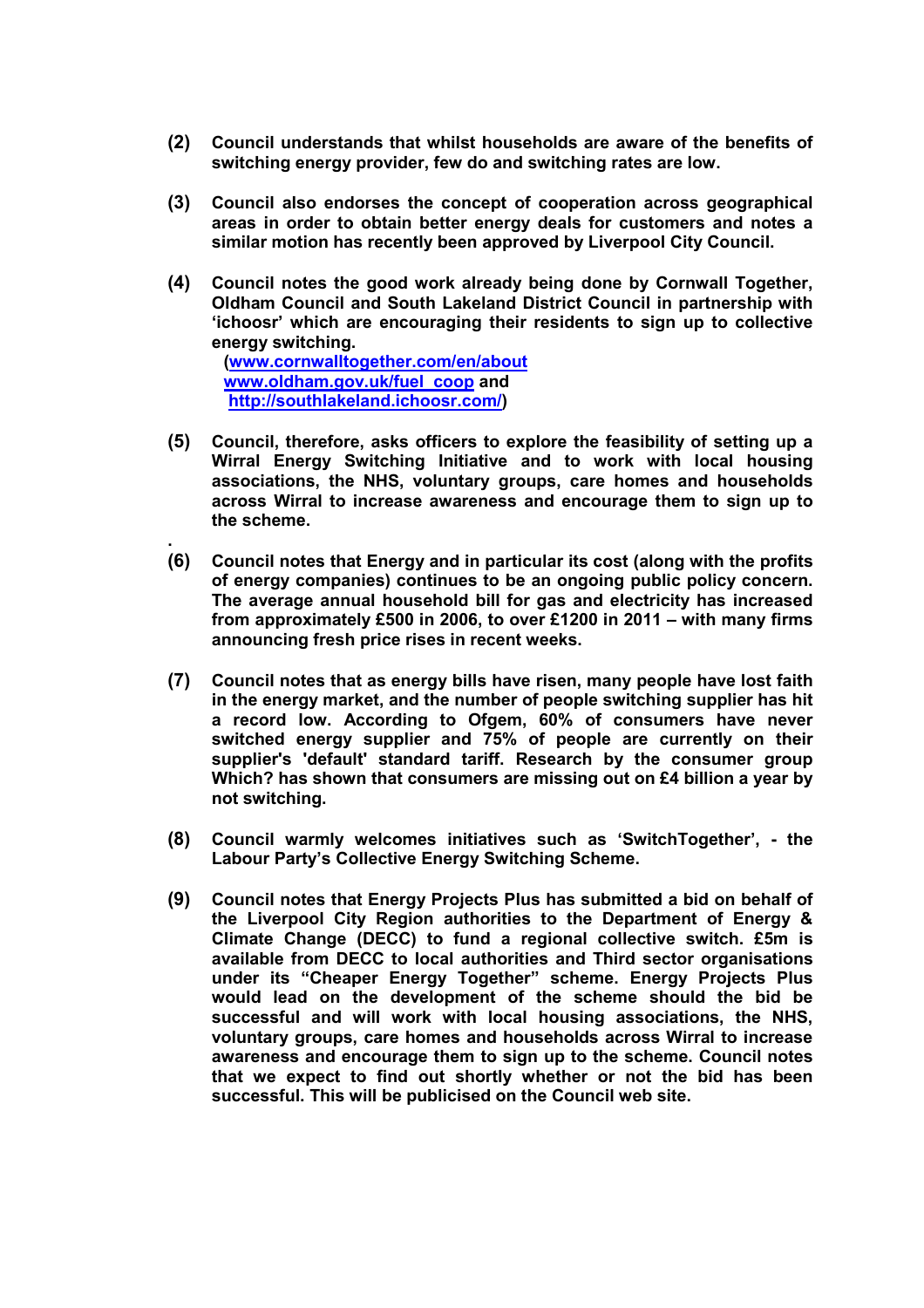**(2)** **Council understands that whilst households are aware of the benefits of switching energy provider, few do and switching rates are low.**

**(3)** **Council also endorses the concept of cooperation across geographical areas in order to obtain better energy deals for customers and notes a similar motion has recently been approved by Liverpool City Council.**

**(4)** **Council notes the good work already being done by Cornwall Together, Oldham Council and South Lakeland District Council in partnership with 'ichoosr' which are encouraging their residents to sign up to collective energy switching.**
**([www.cornwalltogether.com/en/about](http://www.cornwalltogether.com/en/about) [www.oldham.gov.uk/fuel_coop](http://www.oldham.gov.uk/fuel_coop) and [http://southlakeland.ichoosr.com/](http://southlakeland.ichoosr.com/))**

**(5)** **Council, therefore, asks officers to explore the feasibility of setting up a Wirral Energy Switching Initiative and to work with local housing associations, the NHS, voluntary groups, care homes and households across Wirral to increase awareness and encourage them to sign up to the scheme.**

.

**(6)** **Council notes that Energy and in particular its cost (along with the profits of energy companies) continues to be an ongoing public policy concern. The average annual household bill for gas and electricity has increased from approximately £500 in 2006, to over £1200 in 2011 – with many firms announcing fresh price rises in recent weeks.**

**(7)** **Council notes that as energy bills have risen, many people have lost faith in the energy market, and the number of people switching supplier has hit a record low. According to Ofgem, 60% of consumers have never switched energy supplier and 75% of people are currently on their supplier's 'default' standard tariff. Research by the consumer group Which? has shown that consumers are missing out on £4 billion a year by not switching.**

**(8)** **Council warmly welcomes initiatives such as 'SwitchTogether', - the Labour Party's Collective Energy Switching Scheme.**

**(9)** **Council notes that Energy Projects Plus has submitted a bid on behalf of the Liverpool City Region authorities to the Department of Energy & Climate Change (DECC) to fund a regional collective switch. £5m is available from DECC to local authorities and Third sector organisations under its "Cheaper Energy Together" scheme. Energy Projects Plus would lead on the development of the scheme should the bid be successful and will work with local housing associations, the NHS, voluntary groups, care homes and households across Wirral to increase awareness and encourage them to sign up to the scheme. Council notes that we expect to find out shortly whether or not the bid has been successful. This will be publicised on the Council web site.**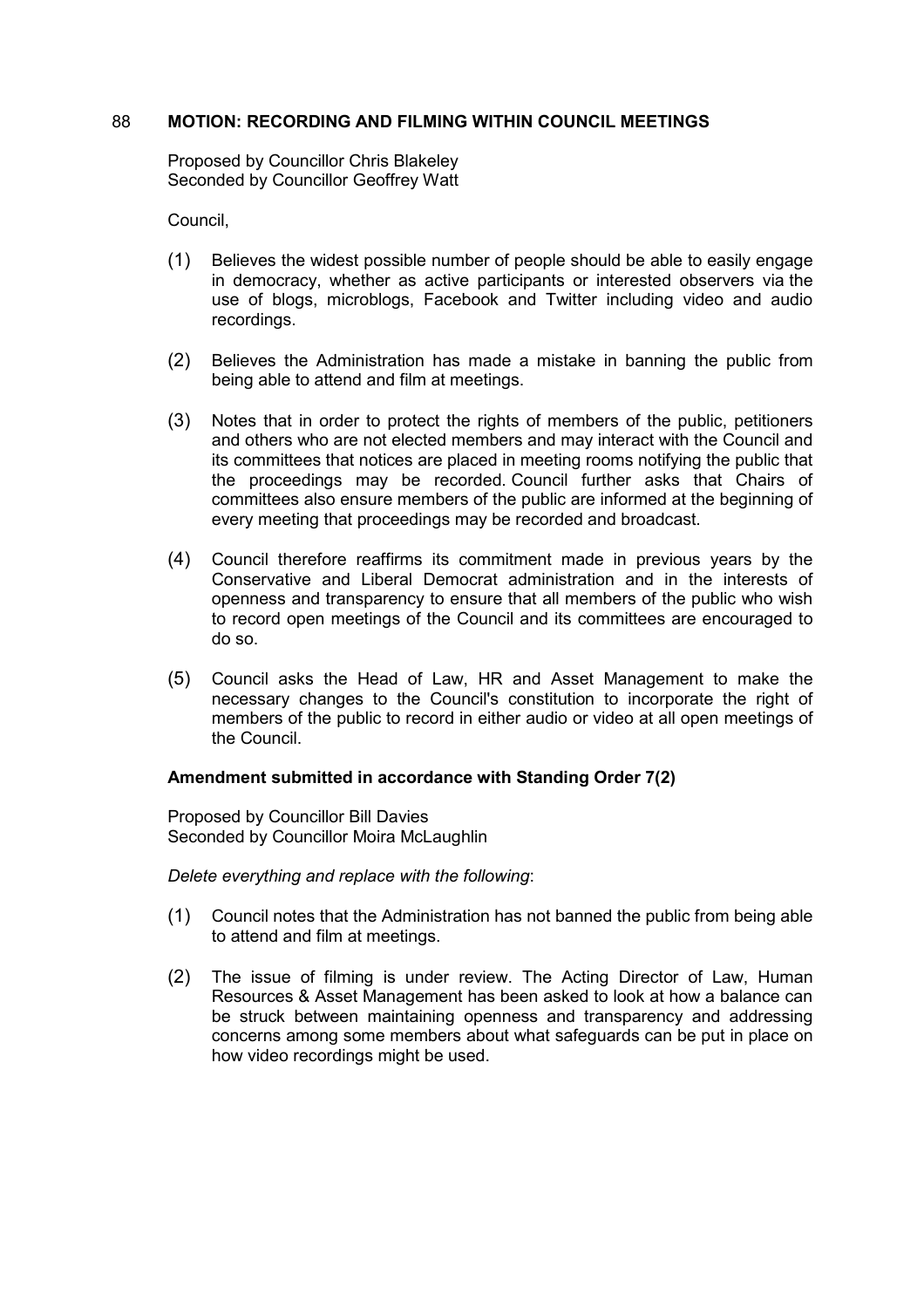## 88 MOTION: RECORDING AND FILMING WITHIN COUNCIL MEETINGS

Proposed by Councillor Chris Blakeley
Seconded by Councillor Geoffrey Watt

Council,

(1) Believes the widest possible number of people should be able to easily engage in democracy, whether as active participants or interested observers via the use of blogs, microblogs, Facebook and Twitter including video and audio recordings.

(2) Believes the Administration has made a mistake in banning the public from being able to attend and film at meetings.

(3) Notes that in order to protect the rights of members of the public, petitioners and others who are not elected members and may interact with the Council and its committees that notices are placed in meeting rooms notifying the public that the proceedings may be recorded. Council further asks that Chairs of committees also ensure members of the public are informed at the beginning of every meeting that proceedings may be recorded and broadcast.

(4) Council therefore reaffirms its commitment made in previous years by the Conservative and Liberal Democrat administration and in the interests of openness and transparency to ensure that all members of the public who wish to record open meetings of the Council and its committees are encouraged to do so.

(5) Council asks the Head of Law, HR and Asset Management to make the necessary changes to the Council's constitution to incorporate the right of members of the public to record in either audio or video at all open meetings of the Council.

**Amendment submitted in accordance with Standing Order 7(2)**

Proposed by Councillor Bill Davies
Seconded by Councillor Moira McLaughlin

*Delete everything and replace with the following*:

(1) Council notes that the Administration has not banned the public from being able to attend and film at meetings.

(2) The issue of filming is under review. The Acting Director of Law, Human Resources & Asset Management has been asked to look at how a balance can be struck between maintaining openness and transparency and addressing concerns among some members about what safeguards can be put in place on how video recordings might be used.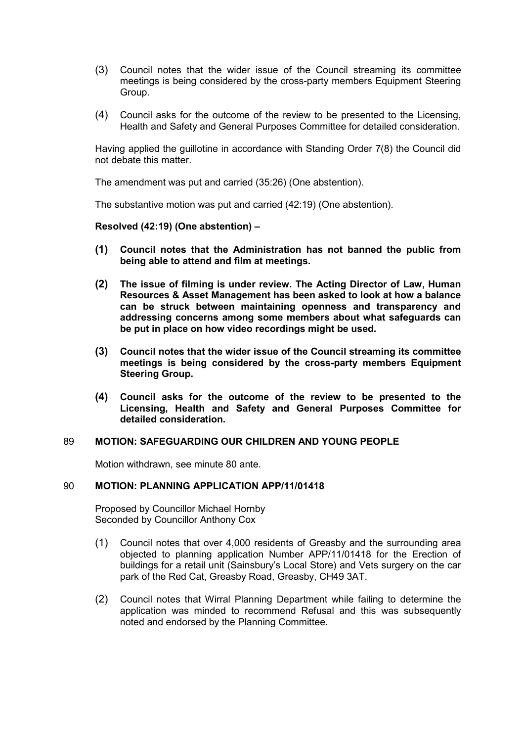(3) Council notes that the wider issue of the Council streaming its committee meetings is being considered by the cross-party members Equipment Steering Group.

(4) Council asks for the outcome of the review to be presented to the Licensing, Health and Safety and General Purposes Committee for detailed consideration.

Having applied the guillotine in accordance with Standing Order 7(8) the Council did not debate this matter.

The amendment was put and carried (35:26) (One abstention).

The substantive motion was put and carried (42:19) (One abstention).

**Resolved (42:19) (One abstention) –**

**(1) Council notes that the Administration has not banned the public from being able to attend and film at meetings.**

**(2) The issue of filming is under review. The Acting Director of Law, Human Resources & Asset Management has been asked to look at how a balance can be struck between maintaining openness and transparency and addressing concerns among some members about what safeguards can be put in place on how video recordings might be used.**

**(3) Council notes that the wider issue of the Council streaming its committee meetings is being considered by the cross-party members Equipment Steering Group.**

**(4) Council asks for the outcome of the review to be presented to the Licensing, Health and Safety and General Purposes Committee for detailed consideration.**

## 89 MOTION: SAFEGUARDING OUR CHILDREN AND YOUNG PEOPLE

Motion withdrawn, see minute 80 ante.

## 90 MOTION: PLANNING APPLICATION APP/11/01418

Proposed by Councillor Michael Hornby
Seconded by Councillor Anthony Cox

(1) Council notes that over 4,000 residents of Greasby and the surrounding area objected to planning application Number APP/11/01418 for the Erection of buildings for a retail unit (Sainsbury's Local Store) and Vets surgery on the car park of the Red Cat, Greasby Road, Greasby, CH49 3AT.

(2) Council notes that Wirral Planning Department while failing to determine the application was minded to recommend Refusal and this was subsequently noted and endorsed by the Planning Committee.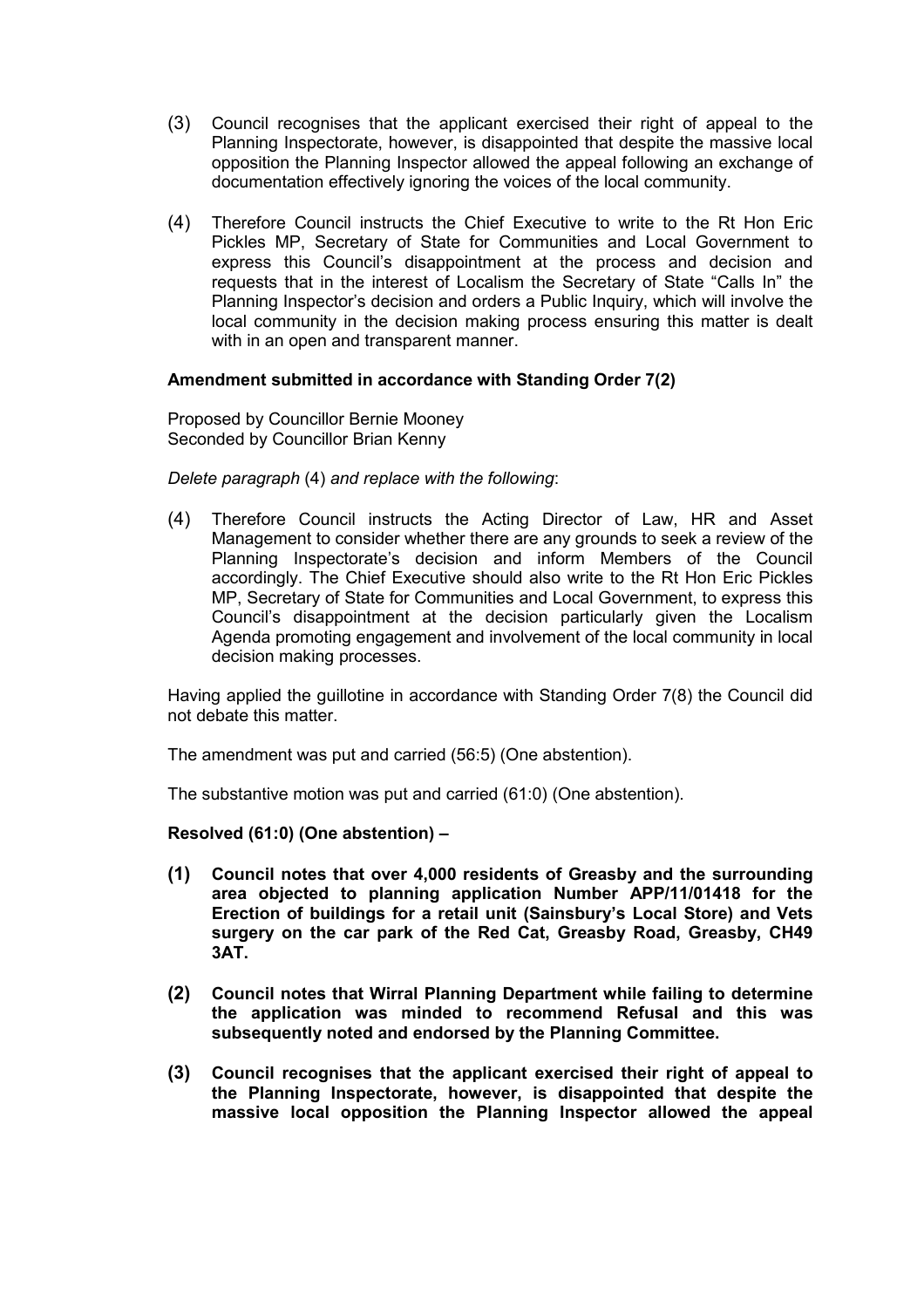(3) Council recognises that the applicant exercised their right of appeal to the Planning Inspectorate, however, is disappointed that despite the massive local opposition the Planning Inspector allowed the appeal following an exchange of documentation effectively ignoring the voices of the local community.

(4) Therefore Council instructs the Chief Executive to write to the Rt Hon Eric Pickles MP, Secretary of State for Communities and Local Government to express this Council's disappointment at the process and decision and requests that in the interest of Localism the Secretary of State "Calls In" the Planning Inspector's decision and orders a Public Inquiry, which will involve the local community in the decision making process ensuring this matter is dealt with in an open and transparent manner.

**Amendment submitted in accordance with Standing Order 7(2)**

Proposed by Councillor Bernie Mooney
Seconded by Councillor Brian Kenny

*Delete paragraph* (4) *and replace with the following*:

(4) Therefore Council instructs the Acting Director of Law, HR and Asset Management to consider whether there are any grounds to seek a review of the Planning Inspectorate's decision and inform Members of the Council accordingly. The Chief Executive should also write to the Rt Hon Eric Pickles MP, Secretary of State for Communities and Local Government, to express this Council's disappointment at the decision particularly given the Localism Agenda promoting engagement and involvement of the local community in local decision making processes.

Having applied the guillotine in accordance with Standing Order 7(8) the Council did not debate this matter.

The amendment was put and carried (56:5) (One abstention).

The substantive motion was put and carried (61:0) (One abstention).

**Resolved (61:0) (One abstention) –**

**(1) Council notes that over 4,000 residents of Greasby and the surrounding area objected to planning application Number APP/11/01418 for the Erection of buildings for a retail unit (Sainsbury's Local Store) and Vets surgery on the car park of the Red Cat, Greasby Road, Greasby, CH49 3AT.**

**(2) Council notes that Wirral Planning Department while failing to determine the application was minded to recommend Refusal and this was subsequently noted and endorsed by the Planning Committee.**

**(3) Council recognises that the applicant exercised their right of appeal to the Planning Inspectorate, however, is disappointed that despite the massive local opposition the Planning Inspector allowed the appeal**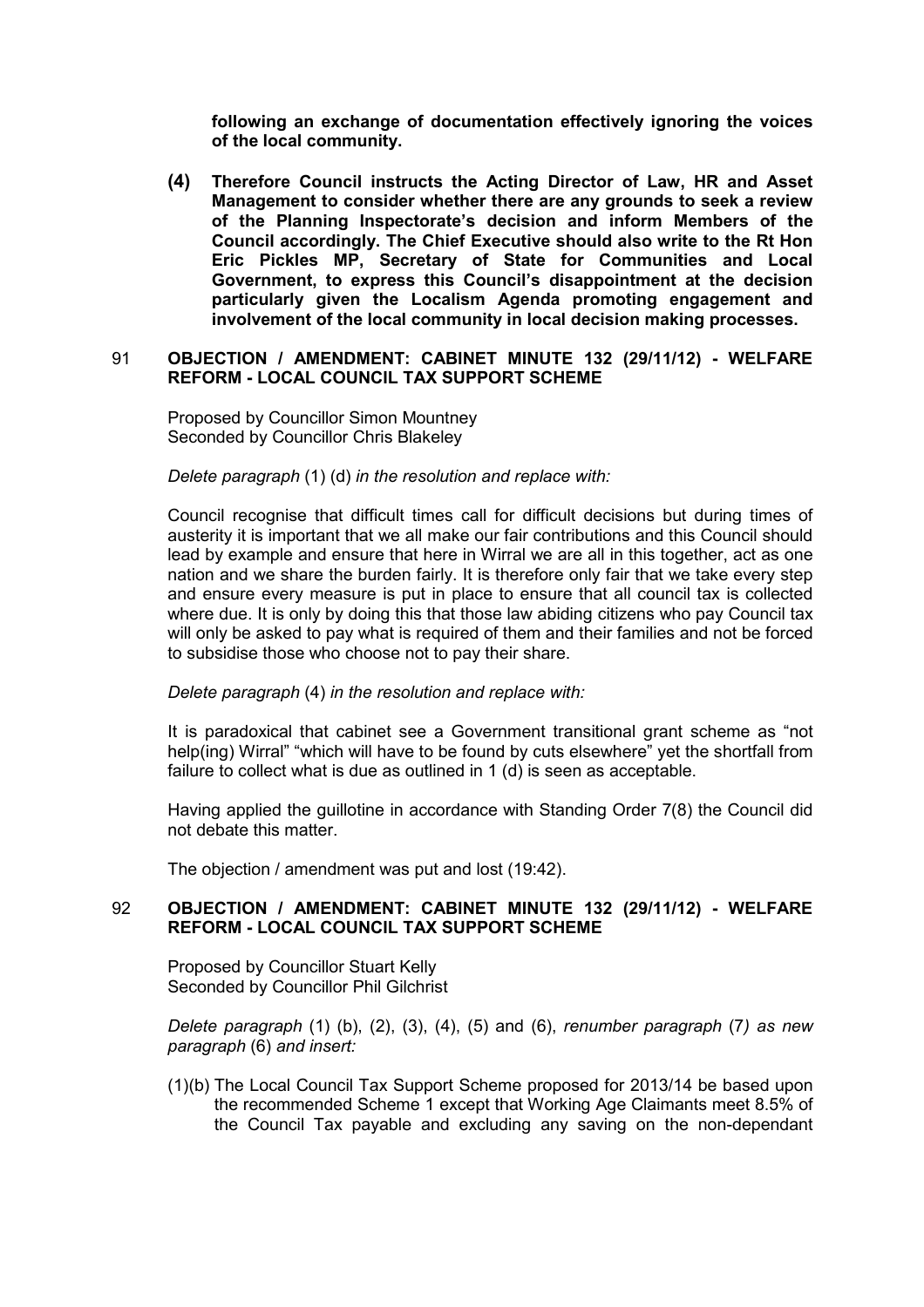**following an exchange of documentation effectively ignoring the voices of the local community.**

**(4) Therefore Council instructs the Acting Director of Law, HR and Asset Management to consider whether there are any grounds to seek a review of the Planning Inspectorate's decision and inform Members of the Council accordingly. The Chief Executive should also write to the Rt Hon Eric Pickles MP, Secretary of State for Communities and Local Government, to express this Council's disappointment at the decision particularly given the Localism Agenda promoting engagement and involvement of the local community in local decision making processes.**

## 91 OBJECTION / AMENDMENT: CABINET MINUTE 132 (29/11/12) - WELFARE REFORM - LOCAL COUNCIL TAX SUPPORT SCHEME

Proposed by Councillor Simon Mountney
Seconded by Councillor Chris Blakeley

*Delete paragraph* (1) (d) *in the resolution and replace with:*

Council recognise that difficult times call for difficult decisions but during times of austerity it is important that we all make our fair contributions and this Council should lead by example and ensure that here in Wirral we are all in this together, act as one nation and we share the burden fairly. It is therefore only fair that we take every step and ensure every measure is put in place to ensure that all council tax is collected where due. It is only by doing this that those law abiding citizens who pay Council tax will only be asked to pay what is required of them and their families and not be forced to subsidise those who choose not to pay their share.

*Delete paragraph* (4) *in the resolution and replace with:*

It is paradoxical that cabinet see a Government transitional grant scheme as "not help(ing) Wirral" "which will have to be found by cuts elsewhere" yet the shortfall from failure to collect what is due as outlined in 1 (d) is seen as acceptable.

Having applied the guillotine in accordance with Standing Order 7(8) the Council did not debate this matter.

The objection / amendment was put and lost (19:42).

## 92 OBJECTION / AMENDMENT: CABINET MINUTE 132 (29/11/12) - WELFARE REFORM - LOCAL COUNCIL TAX SUPPORT SCHEME

Proposed by Councillor Stuart Kelly
Seconded by Councillor Phil Gilchrist

*Delete paragraph* (1) (b), (2), (3), (4), (5) and (6), *renumber paragraph* (7*) as new paragraph* (6) *and insert:*

(1)(b) The Local Council Tax Support Scheme proposed for 2013/14 be based upon the recommended Scheme 1 except that Working Age Claimants meet 8.5% of the Council Tax payable and excluding any saving on the non-dependant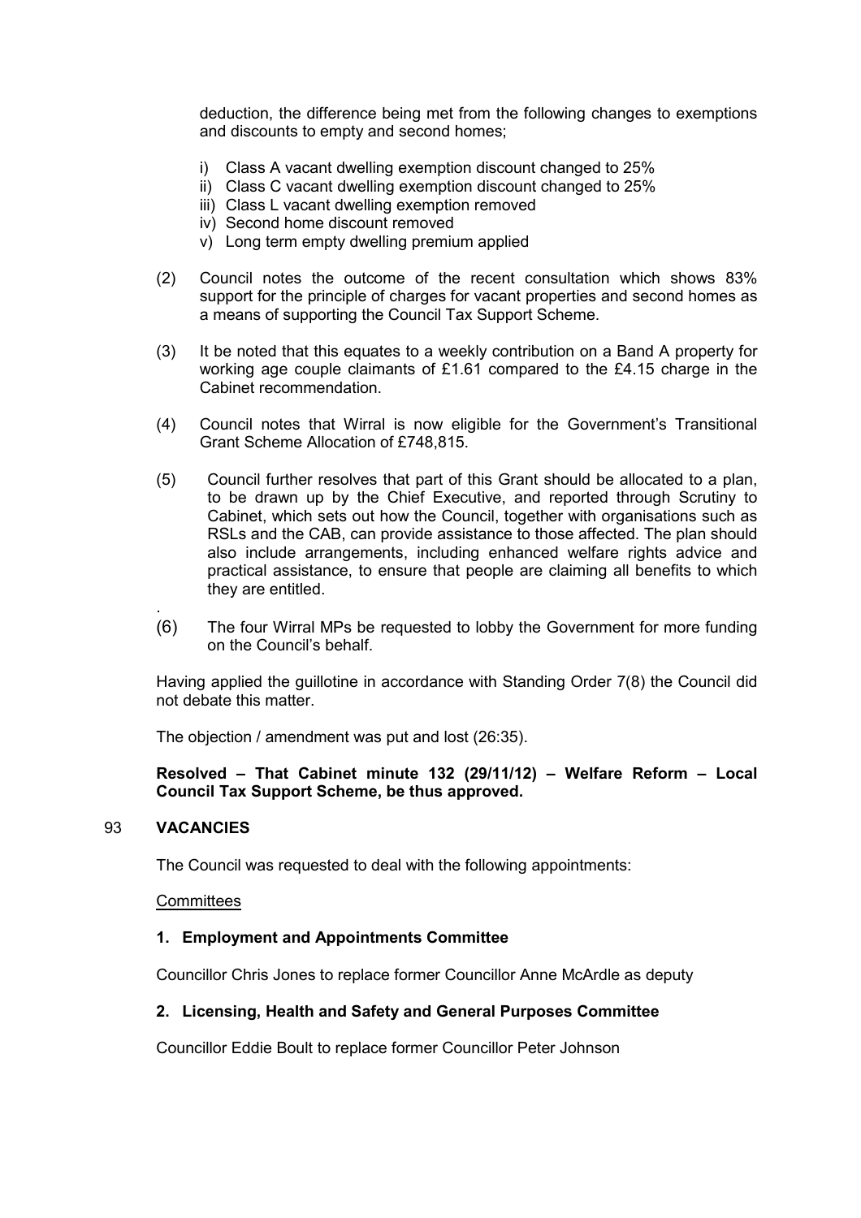deduction, the difference being met from the following changes to exemptions and discounts to empty and second homes;

i) Class A vacant dwelling exemption discount changed to 25%
ii) Class C vacant dwelling exemption discount changed to 25%
iii) Class L vacant dwelling exemption removed
iv) Second home discount removed
v) Long term empty dwelling premium applied

(2) Council notes the outcome of the recent consultation which shows 83% support for the principle of charges for vacant properties and second homes as a means of supporting the Council Tax Support Scheme.

(3) It be noted that this equates to a weekly contribution on a Band A property for working age couple claimants of £1.61 compared to the £4.15 charge in the Cabinet recommendation.

(4) Council notes that Wirral is now eligible for the Government's Transitional Grant Scheme Allocation of £748,815.

(5) Council further resolves that part of this Grant should be allocated to a plan, to be drawn up by the Chief Executive, and reported through Scrutiny to Cabinet, which sets out how the Council, together with organisations such as RSLs and the CAB, can provide assistance to those affected. The plan should also include arrangements, including enhanced welfare rights advice and practical assistance, to ensure that people are claiming all benefits to which they are entitled.

(6) The four Wirral MPs be requested to lobby the Government for more funding on the Council's behalf.

Having applied the guillotine in accordance with Standing Order 7(8) the Council did not debate this matter.

The objection / amendment was put and lost (26:35).

**Resolved – That Cabinet minute 132 (29/11/12) – Welfare Reform – Local Council Tax Support Scheme, be thus approved.**

## 93 VACANCIES

The Council was requested to deal with the following appointments:

Committees

**1. Employment and Appointments Committee**

Councillor Chris Jones to replace former Councillor Anne McArdle as deputy

**2. Licensing, Health and Safety and General Purposes Committee**

Councillor Eddie Boult to replace former Councillor Peter Johnson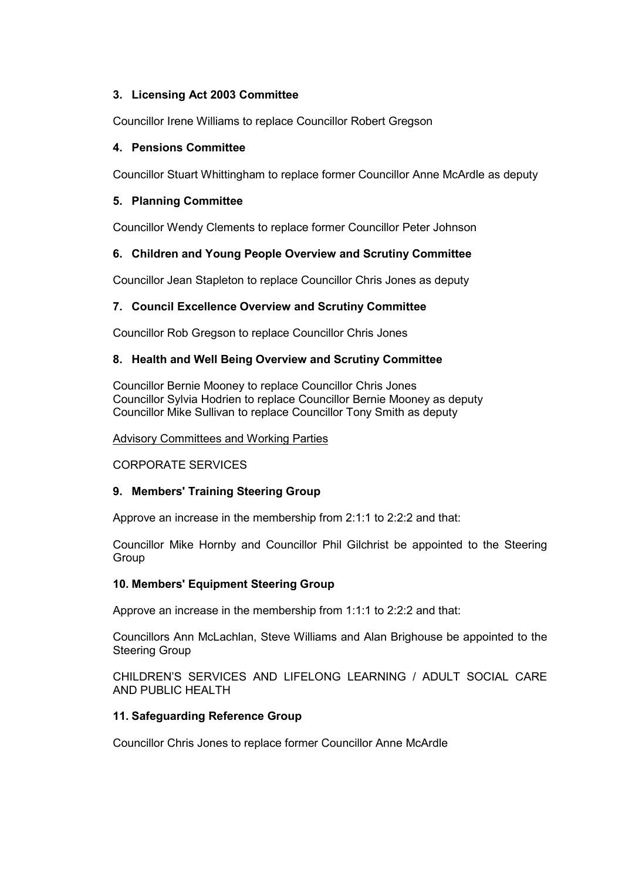**3. Licensing Act 2003 Committee**

Councillor Irene Williams to replace Councillor Robert Gregson

**4. Pensions Committee**

Councillor Stuart Whittingham to replace former Councillor Anne McArdle as deputy

**5. Planning Committee**

Councillor Wendy Clements to replace former Councillor Peter Johnson

**6. Children and Young People Overview and Scrutiny Committee**

Councillor Jean Stapleton to replace Councillor Chris Jones as deputy

**7. Council Excellence Overview and Scrutiny Committee**

Councillor Rob Gregson to replace Councillor Chris Jones

**8. Health and Well Being Overview and Scrutiny Committee**

Councillor Bernie Mooney to replace Councillor Chris Jones
Councillor Sylvia Hodrien to replace Councillor Bernie Mooney as deputy
Councillor Mike Sullivan to replace Councillor Tony Smith as deputy

Advisory Committees and Working Parties

CORPORATE SERVICES

**9. Members' Training Steering Group**

Approve an increase in the membership from 2:1:1 to 2:2:2 and that:

Councillor Mike Hornby and Councillor Phil Gilchrist be appointed to the Steering Group

**10. Members' Equipment Steering Group**

Approve an increase in the membership from 1:1:1 to 2:2:2 and that:

Councillors Ann McLachlan, Steve Williams and Alan Brighouse be appointed to the Steering Group

CHILDREN'S SERVICES AND LIFELONG LEARNING / ADULT SOCIAL CARE AND PUBLIC HEALTH

**11. Safeguarding Reference Group**

Councillor Chris Jones to replace former Councillor Anne McArdle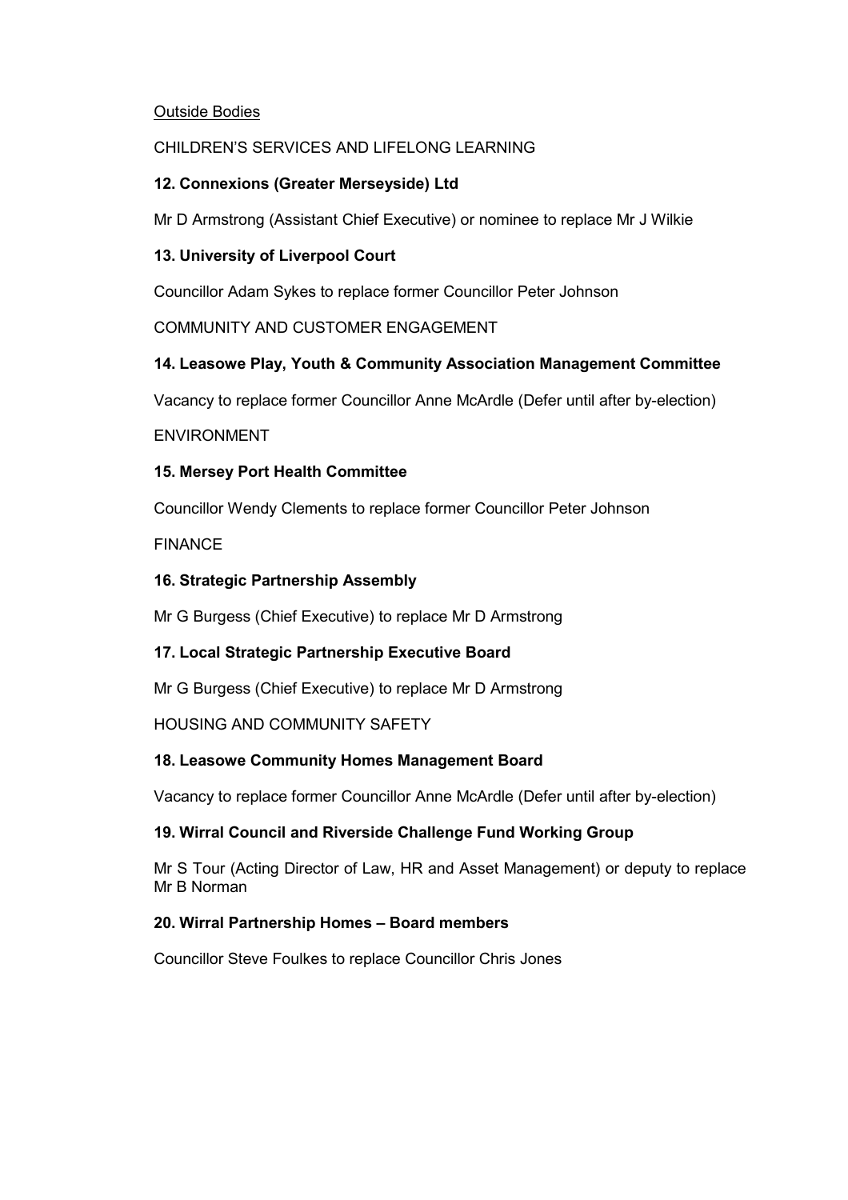Outside Bodies

CHILDREN'S SERVICES AND LIFELONG LEARNING

**12. Connexions (Greater Merseyside) Ltd**

Mr D Armstrong (Assistant Chief Executive) or nominee to replace Mr J Wilkie

**13. University of Liverpool Court**

Councillor Adam Sykes to replace former Councillor Peter Johnson

COMMUNITY AND CUSTOMER ENGAGEMENT

**14. Leasowe Play, Youth & Community Association Management Committee**

Vacancy to replace former Councillor Anne McArdle (Defer until after by-election)

ENVIRONMENT

**15. Mersey Port Health Committee**

Councillor Wendy Clements to replace former Councillor Peter Johnson

FINANCE

**16. Strategic Partnership Assembly**

Mr G Burgess (Chief Executive) to replace Mr D Armstrong

**17. Local Strategic Partnership Executive Board**

Mr G Burgess (Chief Executive) to replace Mr D Armstrong

HOUSING AND COMMUNITY SAFETY

**18. Leasowe Community Homes Management Board**

Vacancy to replace former Councillor Anne McArdle (Defer until after by-election)

**19. Wirral Council and Riverside Challenge Fund Working Group**

Mr S Tour (Acting Director of Law, HR and Asset Management) or deputy to replace Mr B Norman

**20. Wirral Partnership Homes – Board members**

Councillor Steve Foulkes to replace Councillor Chris Jones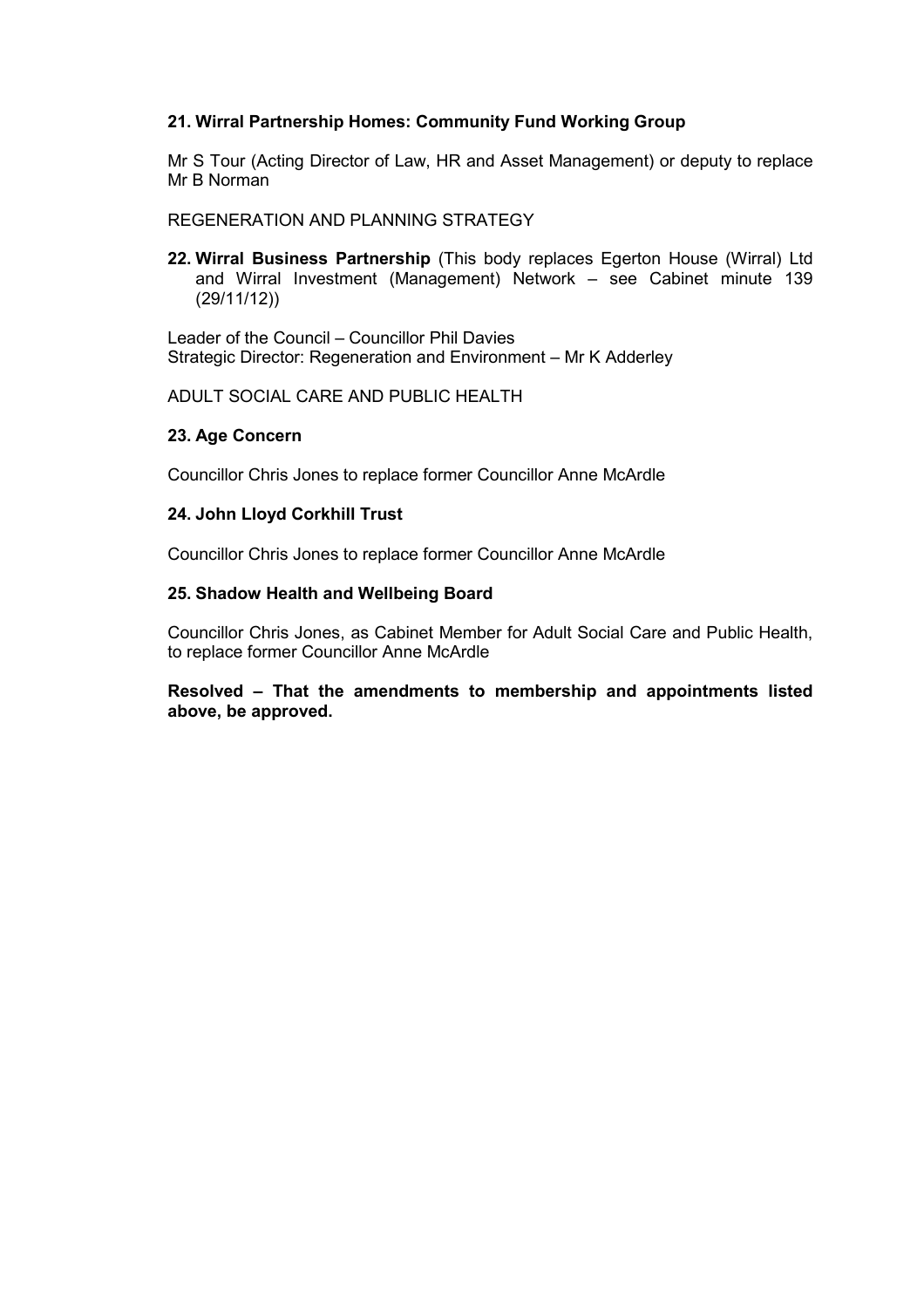**21. Wirral Partnership Homes: Community Fund Working Group**

Mr S Tour (Acting Director of Law, HR and Asset Management) or deputy to replace Mr B Norman

REGENERATION AND PLANNING STRATEGY

**22. Wirral Business Partnership** (This body replaces Egerton House (Wirral) Ltd and Wirral Investment (Management) Network – see Cabinet minute 139 (29/11/12))

Leader of the Council – Councillor Phil Davies
Strategic Director: Regeneration and Environment – Mr K Adderley

ADULT SOCIAL CARE AND PUBLIC HEALTH

**23. Age Concern**

Councillor Chris Jones to replace former Councillor Anne McArdle

**24. John Lloyd Corkhill Trust**

Councillor Chris Jones to replace former Councillor Anne McArdle

**25. Shadow Health and Wellbeing Board**

Councillor Chris Jones, as Cabinet Member for Adult Social Care and Public Health, to replace former Councillor Anne McArdle

**Resolved – That the amendments to membership and appointments listed above, be approved.**